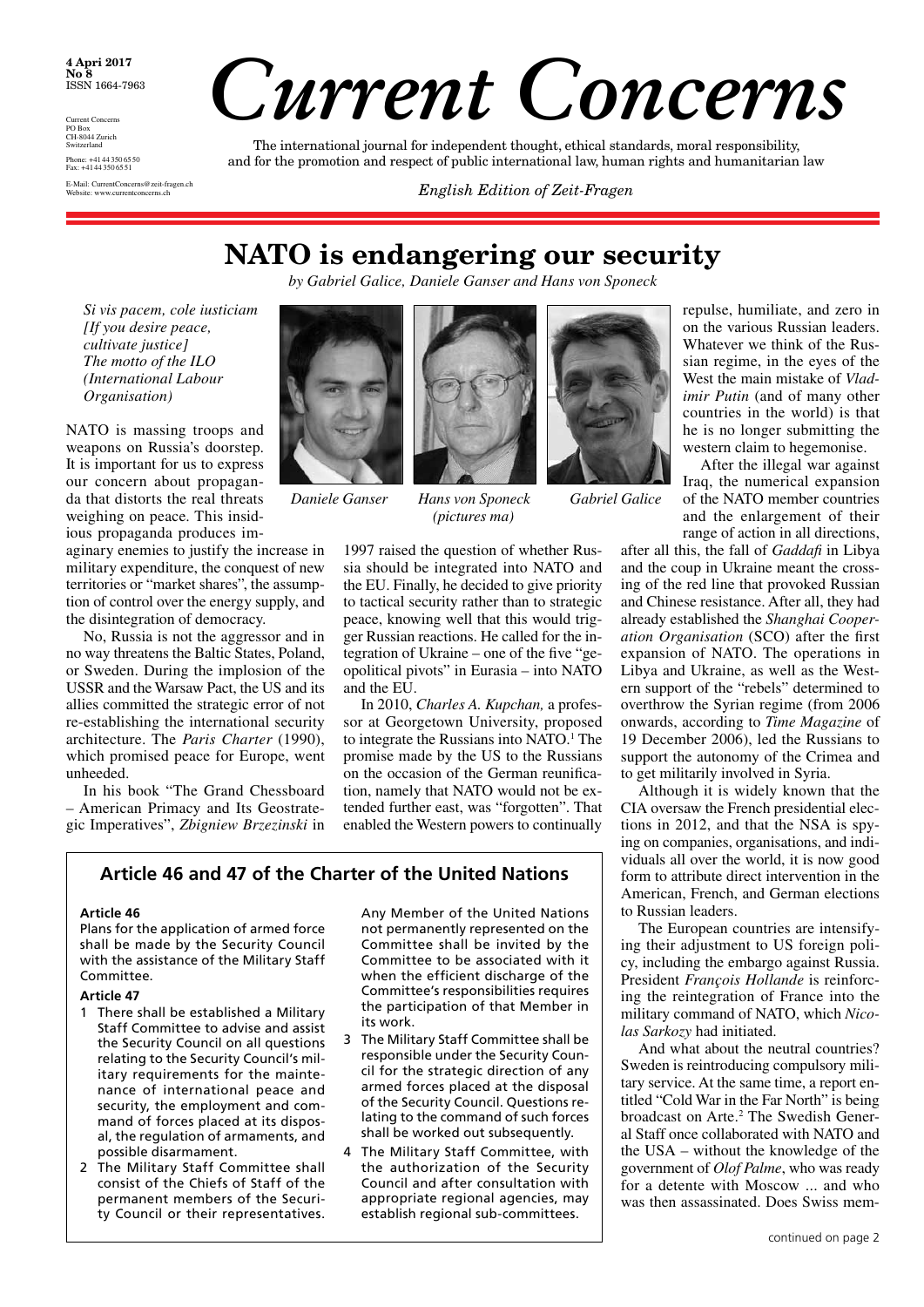**4 Apri 2017**
**No 8**
ISSN 1664-7963

Current Concerns
PO Box
CH-8044 Zurich
Switzerland

Phone: +41 44 350 65 50
Fax: +41 44 350 65 51

E-Mail: CurrentConcerns@zeit-fragen.ch
Website: www.currentconcerns.ch

# *Current Concerns*

The international journal for independent thought, ethical standards, moral responsibility, and for the promotion and respect of public international law, human rights and humanitarian law

*English Edition of Zeit-Fragen*

## NATO is endangering our security

*by Gabriel Galice, Daniele Ganser and Hans von Sponeck*

*Si vis pacem, cole iusticiam*
*[If you desire peace, cultivate justice]*
*The motto of the ILO (International Labour Organisation)*

*Daniele Ganser* *Hans von Sponeck (pictures ma)* *Gabriel Galice*

NATO is massing troops and weapons on Russia's doorstep. It is important for us to express our concern about propaganda that distorts the real threats weighing on peace. This insidious propaganda produces imaginary enemies to justify the increase in military expenditure, the conquest of new territories or "market shares", the assumption of control over the energy supply, and the disintegration of democracy.

No, Russia is not the aggressor and in no way threatens the Baltic States, Poland, or Sweden. During the implosion of the USSR and the Warsaw Pact, the US and its allies committed the strategic error of not re-establishing the international security architecture. The *Paris Charter* (1990), which promised peace for Europe, went unheeded.

In his book "The Grand Chessboard – American Primacy and Its Geostrategic Imperatives", *Zbigniew Brzezinski* in 1997 raised the question of whether Russia should be integrated into NATO and the EU. Finally, he decided to give priority to tactical security rather than to strategic peace, knowing well that this would trigger Russian reactions. He called for the integration of Ukraine – one of the five "geopolitical pivots" in Eurasia – into NATO and the EU.

In 2010, *Charles A. Kupchan,* a professor at Georgetown University, proposed to integrate the Russians into NATO.[1] The promise made by the US to the Russians on the occasion of the German reunification, namely that NATO would not be extended further east, was "forgotten". That enabled the Western powers to continually repulse, humiliate, and zero in on the various Russian leaders. Whatever we think of the Russian regime, in the eyes of the West the main mistake of *Vladimir Putin* (and of many other countries in the world) is that he is no longer submitting the western claim to hegemonise.

After the illegal war against Iraq, the numerical expansion of the NATO member countries and the enlargement of their range of action in all directions, after all this, the fall of *Gaddafi* in Libya and the coup in Ukraine meant the crossing of the red line that provoked Russian and Chinese resistance. After all, they had already established the *Shanghai Cooperation Organisation* (SCO) after the first expansion of NATO. The operations in Libya and Ukraine, as well as the Western support of the "rebels" determined to overthrow the Syrian regime (from 2006 onwards, according to *Time Magazine* of 19 December 2006), led the Russians to support the autonomy of the Crimea and to get militarily involved in Syria.

Although it is widely known that the CIA oversaw the French presidential elections in 2012, and that the NSA is spying on companies, organisations, and individuals all over the world, it is now good form to attribute direct intervention in the American, French, and German elections to Russian leaders.

The European countries are intensifying their adjustment to US foreign policy, including the embargo against Russia. President *François Hollande* is reinforcing the reintegration of France into the military command of NATO, which *Nicolas Sarkozy* had initiated.

And what about the neutral countries? Sweden is reintroducing compulsory military service. At the same time, a report entitled "Cold War in the Far North" is being broadcast on Arte.[2] The Swedish General Staff once collaborated with NATO and the USA – without the knowledge of the government of *Olof Palme*, who was ready for a detente with Moscow ... and who was then assassinated. Does Swiss mem-

continued on page 2

---

### Article 46 and 47 of the Charter of the United Nations

**Article 46**

Plans for the application of armed force shall be made by the Security Council with the assistance of the Military Staff Committee.

**Article 47**

1. There shall be established a Military Staff Committee to advise and assist the Security Council on all questions relating to the Security Council's military requirements for the maintenance of international peace and security, the employment and command of forces placed at its disposal, the regulation of armaments, and possible disarmament.
2. The Military Staff Committee shall consist of the Chiefs of Staff of the permanent members of the Security Council or their representatives. Any Member of the United Nations not permanently represented on the Committee shall be invited by the Committee to be associated with it when the efficient discharge of the Committee's responsibilities requires the participation of that Member in its work.
3. The Military Staff Committee shall be responsible under the Security Council for the strategic direction of any armed forces placed at the disposal of the Security Council. Questions relating to the command of such forces shall be worked out subsequently.
4. The Military Staff Committee, with the authorization of the Security Council and after consultation with appropriate regional agencies, may establish regional sub-committees.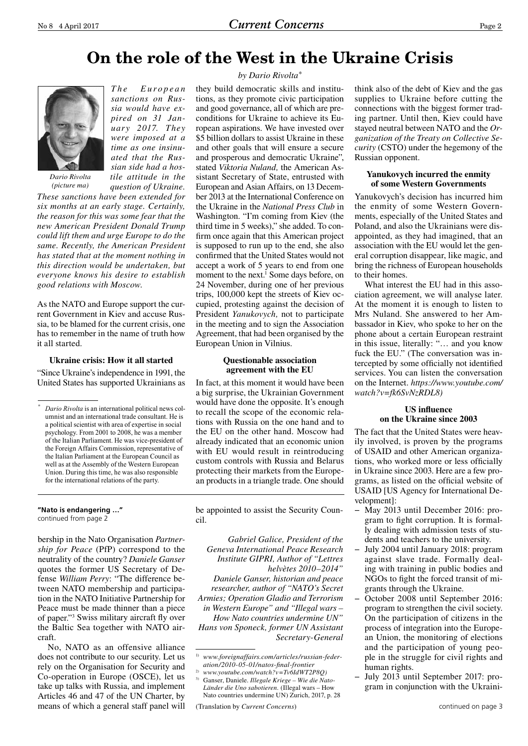# On the role of the West in the Ukraine Crisis

*by Dario Rivolta[*]*

Dario Rivolta (picture ma)

*The European sanctions on Russia would have expired on 31 January 2017. They were imposed at a time as one insinuated that the Russian side had a hostile attitude in the question of Ukraine. These sanctions have been extended for six months at an early stage. Certainly, the reason for this was some fear that the new American President Donald Trump could lift them and urge Europe to do the same. Recently, the American President has stated that at the moment nothing in this direction would be undertaken, but everyone knows his desire to establish good relations with Moscow.*

As the NATO and Europe support the current Government in Kiev and accuse Russia, to be blamed for the current crisis, one has to remember in the name of truth how it all started.

### Ukraine crisis: How it all started

"Since Ukraine's independence in 1991, the United States has supported Ukrainians as they build democratic skills and institutions, as they promote civic participation and good governance, all of which are preconditions for Ukraine to achieve its European aspirations. We have invested over $5 billion dollars to assist Ukraine in these and other goals that will ensure a secure and prosperous and democratic Ukraine", stated *Viktoria Nuland,* the American Assistant Secretary of State, entrusted with European and Asian Affairs, on 13 December 2013 at the International Conference on the Ukraine in the *National Press Club* in Washington. "I'm coming from Kiev (the third time in 5 weeks)," she added. To confirm once again that this American project is supposed to run up to the end, she also confirmed that the United States would not accept a work of 5 years to end from one moment to the next.[1] Some days before, on 24 November, during one of her previous trips, 100,000 kept the streets of Kiev occupied, protesting against the decision of President *Yanukovych,* not to participate in the meeting and to sign the Association Agreement, that had been organised by the European Union in Vilnius.

### Questionable association agreement with the EU

In fact, at this moment it would have been a big surprise, the Ukrainian Government would have done the opposite. It's enough to recall the scope of the economic relations with Russia on the one hand and to the EU on the other hand. Moscow had already indicated that an economic union with EU would result in reintroducing custom controls with Russia and Belarus protecting their markets from the European products in a triangle trade. One should think also of the debt of Kiev and the gas supplies to Ukraine before cutting the connections with the biggest former trading partner. Until then, Kiev could have stayed neutral between NATO and the *Organization of the Treaty on Collective Security* (CSTO) under the hegemony of the Russian opponent.

### Yanukovych incurred the enmity of some Western Governments

Yanukovych's decision has incurred him the enmity of some Western Governments, especially of the United States and Poland, and also the Ukrainians were disappointed, as they had imagined, that an association with the EU would let the general corruption disappear, like magic, and bring the richness of European households to their homes.

What interest the EU had in this association agreement, we will analyse later. At the moment it is enough to listen to Mrs Nuland. She answered to her Ambassador in Kiev, who spoke to her on the phone about a certain European restraint in this issue, literally: "… and you know fuck the EU." (The conversation was intercepted by some officially not identified services. You can listen the conversation on the Internet. *https://www.youtube.com/watch?v=fk6SvNzRDL8)*

### US influence on the Ukraine since 2003

The fact that the United States were heavily involved, is proven by the programs of USAID and other American organizations, who worked more or less officially in Ukraine since 2003. Here are a few programs, as listed on the official website of USAID [US Agency for International Development]:

- May 2013 until December 2016: program to fight corruption. It is formally dealing with admission tests of students and teachers to the university.
- July 2004 until January 2018: program against slave trade. Formally dealing with training in public bodies and NGOs to fight the forced transit of migrants through the Ukraine.
- October 2008 until September 2016: program to strengthen the civil society. On the participation of citizens in the process of integration into the European Union, the monitoring of elections and the participation of young people in the struggle for civil rights and human rights.
- July 2013 until September 2017: program in conjunction with the Ukraini-

continued on page 3

[*] *Dario Rivolta* is an international political news columnist and an international trade consultant. He is a political scientist with area of expertise in social psychology. From 2001 to 2008, he was a member of the Italian Parliament. He was vice-president of the Foreign Affairs Commission, representative of the Italian Parliament at the European Council as well as at the Assembly of the Western European Union. During this time, he was also responsible for the international relations of the party.

---

**"Nato is endangering …"**
continued from page 2

bership in the Nato Organisation *Partnership for Peace* (PfP) correspond to the neutrality of the country? *Daniele Ganser* quotes the former US Secretary of Defense *William Perry*: "The difference between NATO membership and participation in the NATO Initiative Partnership for Peace must be made thinner than a piece of paper."[3] Swiss military aircraft fly over the Baltic Sea together with NATO aircraft.

No, NATO as an offensive alliance does not contribute to our security. Let us rely on the Organisation for Security and Co-operation in Europe (OSCE), let us take up talks with Russia, and implement Articles 46 and 47 of the UN Charter, by means of which a general staff panel will be appointed to assist the Security Council.

*Gabriel Galice, President of the Geneva International Peace Research Institute GIPRI, Author of "Lettres helvètes 2010–2014"*
*Daniele Ganser, historian and peace researcher, author of "NATO's Secret Armies; Operation Gladio and Terrorism in Western Europe" and "Illegal wars – How Nato countries undermine UN"*
*Hans von Sponeck, former UN Assistant Secretary-General*

[1] *www.foreignaffairs.com/articles/russian-federation/2010-05-01/natos-final-frontier*
[2] *www.youtube.com/watch?v=Tv6IdWT2P8Q)*
[3] Ganser, Daniele. *Illegale Kriege – Wie die Nato-Länder die Uno sabotieren.* (Illegal wars – How Nato countries undermine UN) Zurich, 2017, p. 28

(Translation by *Current Concerns*)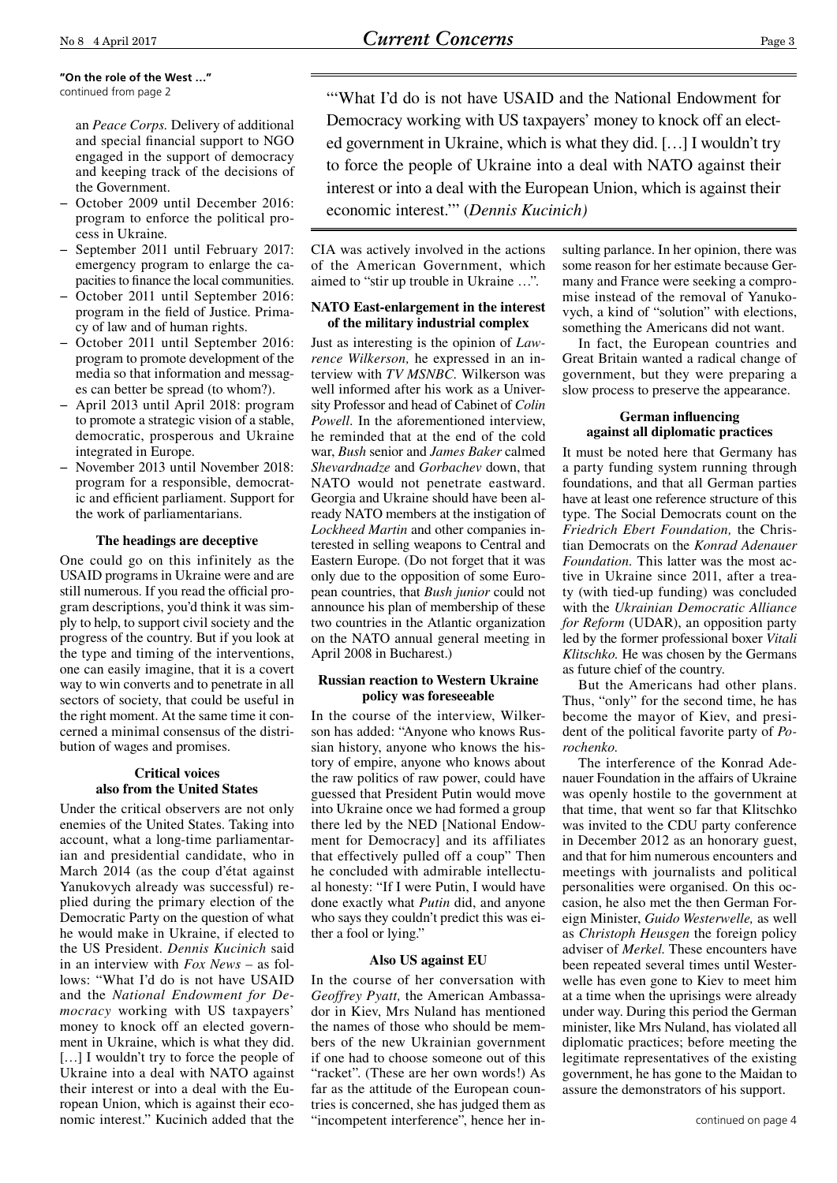**"On the role of the West …"**
continued from page 2

an *Peace Corps.* Delivery of additional and special financial support to NGO engaged in the support of democracy and keeping track of the decisions of the Government.

- October 2009 until December 2016: program to enforce the political process in Ukraine.
- September 2011 until February 2017: emergency program to enlarge the capacities to finance the local communities.
- October 2011 until September 2016: program in the field of Justice. Primacy of law and of human rights.
- October 2011 until September 2016: program to promote development of the media so that information and messages can better be spread (to whom?).
- April 2013 until April 2018: program to promote a strategic vision of a stable, democratic, prosperous and Ukraine integrated in Europe.
- November 2013 until November 2018: program for a responsible, democratic and efficient parliament. Support for the work of parliamentarians.

### The headings are deceptive

One could go on this infinitely as the USAID programs in Ukraine were and are still numerous. If you read the official program descriptions, you'd think it was simply to help, to support civil society and the progress of the country. But if you look at the type and timing of the interventions, one can easily imagine, that it is a covert way to win converts and to penetrate in all sectors of society, that could be useful in the right moment. At the same time it concerned a minimal consensus of the distribution of wages and promises.

### Critical voices also from the United States

Under the critical observers are not only enemies of the United States. Taking into account, what a long-time parliamentarian and presidential candidate, who in March 2014 (as the coup d'état against Yanukovych already was successful) replied during the primary election of the Democratic Party on the question of what he would make in Ukraine, if elected to the US President. *Dennis Kucinich* said in an interview with *Fox News* – as follows: "What I'd do is not have USAID and the *National Endowment for Democracy* working with US taxpayers' money to knock off an elected government in Ukraine, which is what they did. […] I wouldn't try to force the people of Ukraine into a deal with NATO against their interest or into a deal with the European Union, which is against their economic interest." Kucinich added that the CIA was actively involved in the actions of the American Government, which aimed to "stir up trouble in Ukraine …".

> "'What I'd do is not have USAID and the National Endowment for Democracy working with US taxpayers' money to knock off an elected government in Ukraine, which is what they did. […] I wouldn't try to force the people of Ukraine into a deal with NATO against their interest or into a deal with the European Union, which is against their economic interest.'" (*Dennis Kucinich)*

### NATO East-enlargement in the interest of the military industrial complex

Just as interesting is the opinion of *Lawrence Wilkerson,* he expressed in an interview with *TV MSNBC.* Wilkerson was well informed after his work as a University Professor and head of Cabinet of *Colin Powell.* In the aforementioned interview, he reminded that at the end of the cold war, *Bush* senior and *James Baker* calmed *Shevardnadze* and *Gorbachev* down, that NATO would not penetrate eastward. Georgia and Ukraine should have been already NATO members at the instigation of *Lockheed Martin* and other companies interested in selling weapons to Central and Eastern Europe. (Do not forget that it was only due to the opposition of some European countries, that *Bush junior* could not announce his plan of membership of these two countries in the Atlantic organization on the NATO annual general meeting in April 2008 in Bucharest.)

### Russian reaction to Western Ukraine policy was foreseeable

In the course of the interview, Wilkerson has added: "Anyone who knows Russian history, anyone who knows the history of empire, anyone who knows about the raw politics of raw power, could have guessed that President Putin would move into Ukraine once we had formed a group there led by the NED [National Endowment for Democracy] and its affiliates that effectively pulled off a coup" Then he concluded with admirable intellectual honesty: "If I were Putin, I would have done exactly what *Putin* did, and anyone who says they couldn't predict this was either a fool or lying."

### Also US against EU

In the course of her conversation with *Geoffrey Pyatt,* the American Ambassador in Kiev, Mrs Nuland has mentioned the names of those who should be members of the new Ukrainian government if one had to choose someone out of this "racket". (These are her own words!) As far as the attitude of the European countries is concerned, she has judged them as "incompetent interference", hence her insulting parlance. In her opinion, there was some reason for her estimate because Germany and France were seeking a compromise instead of the removal of Yanukovych, a kind of "solution" with elections, something the Americans did not want.

In fact, the European countries and Great Britain wanted a radical change of government, but they were preparing a slow process to preserve the appearance.

### German influencing against all diplomatic practices

It must be noted here that Germany has a party funding system running through foundations, and that all German parties have at least one reference structure of this type. The Social Democrats count on the *Friedrich Ebert Foundation,* the Christian Democrats on the *Konrad Adenauer Foundation.* This latter was the most active in Ukraine since 2011, after a treaty (with tied-up funding) was concluded with the *Ukrainian Democratic Alliance for Reform* (UDAR), an opposition party led by the former professional boxer *Vitali Klitschko.* He was chosen by the Germans as future chief of the country.

But the Americans had other plans. Thus, "only" for the second time, he has become the mayor of Kiev, and president of the political favorite party of *Porochenko.*

The interference of the Konrad Adenauer Foundation in the affairs of Ukraine was openly hostile to the government at that time, that went so far that Klitschko was invited to the CDU party conference in December 2012 as an honorary guest, and that for him numerous encounters and meetings with journalists and political personalities were organised. On this occasion, he also met the then German Foreign Minister, *Guido Westerwelle,* as well as *Christoph Heusgen* the foreign policy adviser of *Merkel.* These encounters have been repeated several times until Westerwelle has even gone to Kiev to meet him at a time when the uprisings were already under way. During this period the German minister, like Mrs Nuland, has violated all diplomatic practices; before meeting the legitimate representatives of the existing government, he has gone to the Maidan to assure the demonstrators of his support.

continued on page 4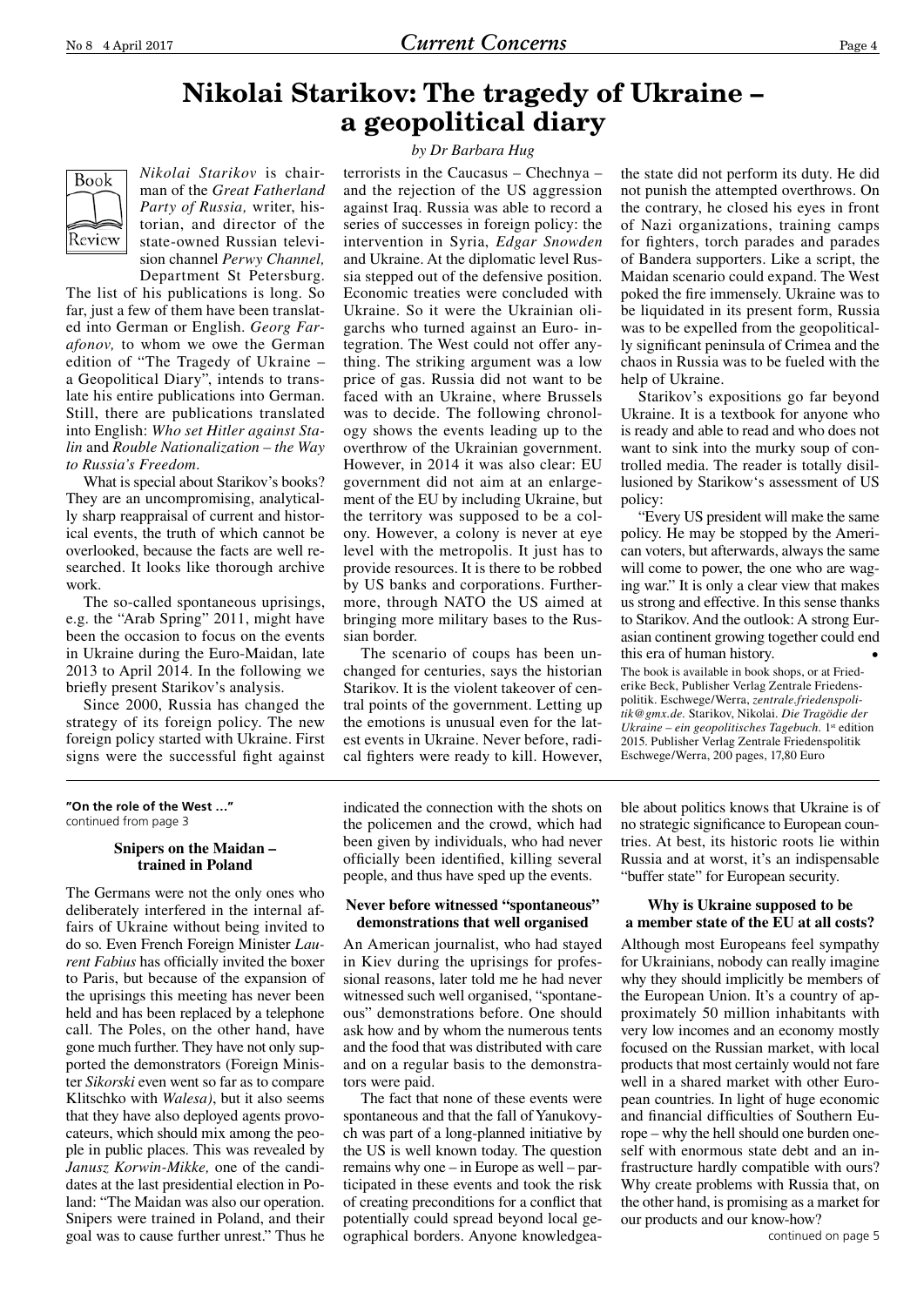# Nikolai Starikov: The tragedy of Ukraine – a geopolitical diary

*by Dr Barbara Hug*

Book Review

*Nikolai Starikov* is chairman of the *Great Fatherland Party of Russia,* writer, historian, and director of the state-owned Russian television channel *Perwy Channel,* Department St Petersburg. The list of his publications is long. So far, just a few of them have been translated into German or English. *Georg Farafonov,* to whom we owe the German edition of "The Tragedy of Ukraine – a Geopolitical Diary", intends to translate his entire publications into German. Still, there are publications translated into English: *Who set Hitler against Stalin* and *Rouble Nationalization – the Way to Russia's Freedom.*

What is special about Starikov's books? They are an uncompromising, analytically sharp reappraisal of current and historical events, the truth of which cannot be overlooked, because the facts are well researched. It looks like thorough archive work.

The so-called spontaneous uprisings, e.g. the "Arab Spring" 2011, might have been the occasion to focus on the events in Ukraine during the Euro-Maidan, late 2013 to April 2014. In the following we briefly present Starikov's analysis.

Since 2000, Russia has changed the strategy of its foreign policy. The new foreign policy started with Ukraine. First signs were the successful fight against terrorists in the Caucasus – Chechnya – and the rejection of the US aggression against Iraq. Russia was able to record a series of successes in foreign policy: the intervention in Syria, *Edgar Snowden* and Ukraine. At the diplomatic level Russia stepped out of the defensive position. Economic treaties were concluded with Ukraine. So it were the Ukrainian oligarchs who turned against an Euro- integration. The West could not offer anything. The striking argument was a low price of gas. Russia did not want to be faced with an Ukraine, where Brussels was to decide. The following chronology shows the events leading up to the overthrow of the Ukrainian government. However, in 2014 it was also clear: EU government did not aim at an enlargement of the EU by including Ukraine, but the territory was supposed to be a colony. However, a colony is never at eye level with the metropolis. It just has to provide resources. It is there to be robbed by US banks and corporations. Furthermore, through NATO the US aimed at bringing more military bases to the Russian border.

The scenario of coups has been unchanged for centuries, says the historian Starikov. It is the violent takeover of central points of the government. Letting up the emotions is unusual even for the latest events in Ukraine. Never before, radical fighters were ready to kill. However, the state did not perform its duty. He did not punish the attempted overthrows. On the contrary, he closed his eyes in front of Nazi organizations, training camps for fighters, torch parades and parades of Bandera supporters. Like a script, the Maidan scenario could expand. The West poked the fire immensely. Ukraine was to be liquidated in its present form, Russia was to be expelled from the geopolitically significant peninsula of Crimea and the chaos in Russia was to be fueled with the help of Ukraine.

Starikov's expositions go far beyond Ukraine. It is a textbook for anyone who is ready and able to read and who does not want to sink into the murky soup of controlled media. The reader is totally disillusioned by Starikow's assessment of US policy:

"Every US president will make the same policy. He may be stopped by the American voters, but afterwards, always the same will come to power, the one who are waging war." It is only a clear view that makes us strong and effective. In this sense thanks to Starikov. And the outlook: A strong Eurasian continent growing together could end this era of human history. •

The book is available in book shops, or at Friederike Beck, Publisher Verlag Zentrale Friedenspolitik. Eschwege/Werra, *zentrale.friedenspolitik@gmx.de.* Starikov, Nikolai. *Die Tragödie der Ukraine – ein geopolitisches Tagebuch.* 1st edition 2015. Publisher Verlag Zentrale Friedenspolitik Eschwege/Werra, 200 pages, 17,80 Euro

---

**"On the role of the West …"**
continued from page 3

### Snipers on the Maidan – trained in Poland

The Germans were not the only ones who deliberately interfered in the internal affairs of Ukraine without being invited to do so. Even French Foreign Minister *Laurent Fabius* has officially invited the boxer to Paris, but because of the expansion of the uprisings this meeting has never been held and has been replaced by a telephone call. The Poles, on the other hand, have gone much further. They have not only supported the demonstrators (Foreign Minister *Sikorski* even went so far as to compare Klitschko with *Walesa)*, but it also seems that they have also deployed agents provocateurs, which should mix among the people in public places. This was revealed by *Janusz Korwin-Mikke,* one of the candidates at the last presidential election in Poland: "The Maidan was also our operation. Snipers were trained in Poland, and their goal was to cause further unrest." Thus he indicated the connection with the shots on the policemen and the crowd, which had been given by individuals, who had never officially been identified, killing several people, and thus have sped up the events.

### Never before witnessed "spontaneous" demonstrations that well organised

An American journalist, who had stayed in Kiev during the uprisings for professional reasons, later told me he had never witnessed such well organised, "spontaneous" demonstrations before. One should ask how and by whom the numerous tents and the food that was distributed with care and on a regular basis to the demonstrators were paid.

The fact that none of these events were spontaneous and that the fall of Yanukovych was part of a long-planned initiative by the US is well known today. The question remains why one – in Europe as well – participated in these events and took the risk of creating preconditions for a conflict that potentially could spread beyond local geographical borders. Anyone knowledgeable about politics knows that Ukraine is of no strategic significance to European countries. At best, its historic roots lie within Russia and at worst, it's an indispensable "buffer state" for European security.

### Why is Ukraine supposed to be a member state of the EU at all costs?

Although most Europeans feel sympathy for Ukrainians, nobody can really imagine why they should implicitly be members of the European Union. It's a country of approximately 50 million inhabitants with very low incomes and an economy mostly focused on the Russian market, with local products that most certainly would not fare well in a shared market with other European countries. In light of huge economic and financial difficulties of Southern Europe – why the hell should one burden oneself with enormous state debt and an infrastructure hardly compatible with ours? Why create problems with Russia that, on the other hand, is promising as a market for our products and our know-how?

continued on page 5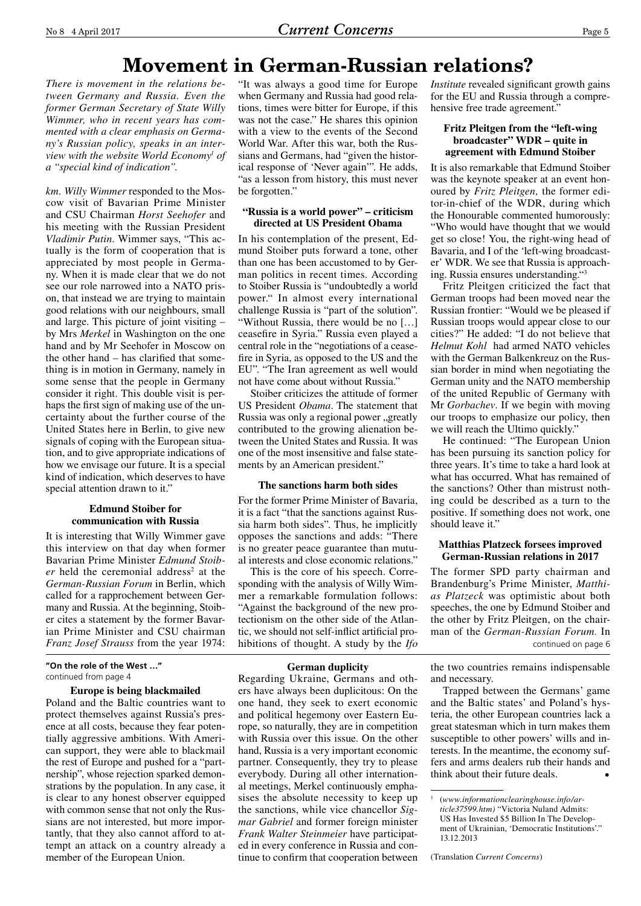# Movement in German-Russian relations?

*There is movement in the relations between Germany and Russia. Even the former German Secretary of State Willy Wimmer, who in recent years has commented with a clear emphasis on Germany's Russian policy, speaks in an interview with the website World Economy[1] of a "special kind of indication".*

*km. Willy Wimmer* responded to the Moscow visit of Bavarian Prime Minister and CSU Chairman *Horst Seehofer* and his meeting with the Russian President *Vladimir Putin*. Wimmer says, "This actually is the form of cooperation that is appreciated by most people in Germany. When it is made clear that we do not see our role narrowed into a NATO prison, that instead we are trying to maintain good relations with our neighbours, small and large. This picture of joint visiting – by Mrs *Merkel* in Washington on the one hand and by Mr Seehofer in Moscow on the other hand – has clarified that something is in motion in Germany, namely in some sense that the people in Germany consider it right. This double visit is perhaps the first sign of making use of the uncertainty about the further course of the United States here in Berlin, to give new signals of coping with the European situation, and to give appropriate indications of how we envisage our future. It is a special kind of indication, which deserves to have special attention drawn to it."

### Edmund Stoiber for communication with Russia

It is interesting that Willy Wimmer gave this interview on that day when former Bavarian Prime Minister *Edmund Stoiber* held the ceremonial address[2] at the *German-Russian Forum* in Berlin, which called for a rapprochement between Germany and Russia. At the beginning, Stoiber cites a statement by the former Bavarian Prime Minister and CSU chairman *Franz Josef Strauss* from the year 1974: "It was always a good time for Europe when Germany and Russia had good relations, times were bitter for Europe, if this was not the case." He shares this opinion with a view to the events of the Second World War. After this war, both the Russians and Germans, had "given the historical response of 'Never again'". He adds, "as a lesson from history, this must never be forgotten."

### "Russia is a world power" – criticism directed at US President Obama

In his contemplation of the present, Edmund Stoiber puts forward a tone, other than one has been accustomed to by German politics in recent times. According to Stoiber Russia is "undoubtedly a world power." In almost every international challenge Russia is "part of the solution". "Without Russia, there would be no […] ceasefire in Syria." Russia even played a central role in the "negotiations of a ceasefire in Syria, as opposed to the US and the EU". "The Iran agreement as well would not have come about without Russia."

Stoiber criticizes the attitude of former US President *Obama*. The statement that Russia was only a regional power „greatly contributed to the growing alienation between the United States and Russia. It was one of the most insensitive and false statements by an American president."

### The sanctions harm both sides

For the former Prime Minister of Bavaria, it is a fact "that the sanctions against Russia harm both sides". Thus, he implicitly opposes the sanctions and adds: "There is no greater peace guarantee than mutual interests and close economic relations."

This is the core of his speech. Corresponding with the analysis of Willy Wimmer a remarkable formulation follows: "Against the background of the new protectionism on the other side of the Atlantic, we should not self-inflict artificial prohibitions of thought. A study by the *Ifo Institute* revealed significant growth gains for the EU and Russia through a comprehensive free trade agreement."

### Fritz Pleitgen from the "left-wing broadcaster" WDR – quite in agreement with Edmund Stoiber

It is also remarkable that Edmund Stoiber was the keynote speaker at an event honoured by *Fritz Pleitgen,* the former editor-in-chief of the WDR, during which the Honourable commented humorously: "Who would have thought that we would get so close! You, the right-wing head of Bavaria, and I of the 'left-wing broadcaster' WDR. We see that Russia is approaching. Russia ensures understanding."[3]

Fritz Pleitgen criticized the fact that German troops had been moved near the Russian frontier: "Would we be pleased if Russian troops would appear close to our cities?" He added: "I do not believe that *Helmut Kohl* had armed NATO vehicles with the German Balkenkreuz on the Russian border in mind when negotiating the German unity and the NATO membership of the united Republic of Germany with Mr *Gorbachev*. If we begin with moving our troops to emphasize our policy, then we will reach the Ultimo quickly."

He continued: "The European Union has been pursuing its sanction policy for three years. It's time to take a hard look at what has occurred. What has remained of the sanctions? Other than mistrust nothing could be described as a turn to the positive. If something does not work, one should leave it."

### Matthias Platzeck forsees improved German-Russian relations in 2017

The former SPD party chairman and Brandenburg's Prime Minister, *Matthias Platzeck* was optimistic about both speeches, the one by Edmund Stoiber and the other by Fritz Pleitgen, on the chairman of the *German-Russian Forum.* In

continued on page 6

---

**"On the role of the West …"**
continued from page 4

### Europe is being blackmailed

Poland and the Baltic countries want to protect themselves against Russia's presence at all costs, because they fear potentially aggressive ambitions. With American support, they were able to blackmail the rest of Europe and pushed for a "partnership", whose rejection sparked demonstrations by the population. In any case, it is clear to any honest observer equipped with common sense that not only the Russians are not interested, but more importantly, that they also cannot afford to attempt an attack on a country already a member of the European Union.

### German duplicity

Regarding Ukraine, Germans and others have always been duplicitous: On the one hand, they seek to exert economic and political hegemony over Eastern Europe, so naturally, they are in competition with Russia over this issue. On the other hand, Russia is a very important economic partner. Consequently, they try to please everybody. During all other international meetings, Merkel continuously emphasises the absolute necessity to keep up the sanctions, while vice chancellor *Sigmar Gabriel* and former foreign minister *Frank Walter Steinmeier* have participated in every conference in Russia and continue to confirm that cooperation between the two countries remains indispensable and necessary.

Trapped between the Germans' game and the Baltic states' and Poland's hysteria, the other European countries lack a great statesman which in turn makes them susceptible to other powers' wills and interests. In the meantime, the economy suffers and arms dealers rub their hands and think about their future deals. •

[1] (*www.informationclearinghouse.info/article37599.htm)* "Victoria Nuland Admits: US Has Invested $5 Billion In The Development of Ukrainian, 'Democratic Institutions'." 13.12.2013

(Translation *Current Concerns*)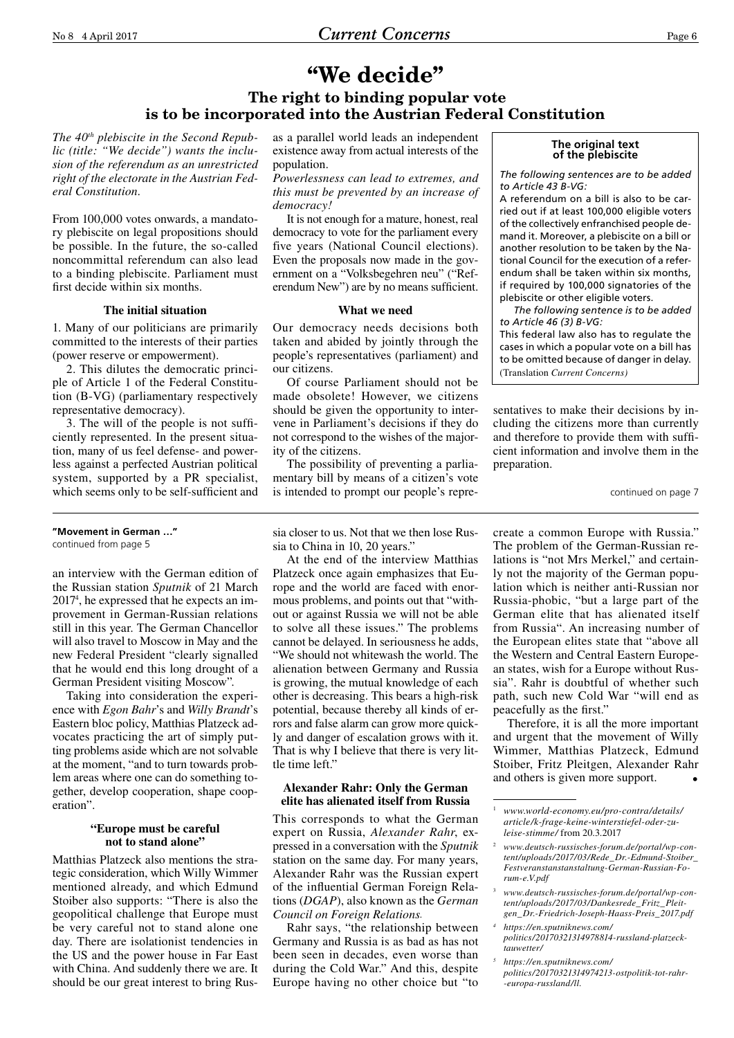# "We decide"

## The right to binding popular vote is to be incorporated into the Austrian Federal Constitution

*The 40th plebiscite in the Second Republic (title: "We decide") wants the inclusion of the referendum as an unrestricted right of the electorate in the Austrian Federal Constitution.*

From 100,000 votes onwards, a mandatory plebiscite on legal propositions should be possible. In the future, the so-called noncommittal referendum can also lead to a binding plebiscite. Parliament must first decide within six months.

### The initial situation

1. Many of our politicians are primarily committed to the interests of their parties (power reserve or empowerment).

2. This dilutes the democratic principle of Article 1 of the Federal Constitution (B-VG) (parliamentary respectively representative democracy).

3. The will of the people is not sufficiently represented. In the present situation, many of us feel defense- and powerless against a perfected Austrian political system, supported by a PR specialist, which seems only to be self-sufficient and as a parallel world leads an independent existence away from actual interests of the population.

*Powerlessness can lead to extremes, and this must be prevented by an increase of democracy!*

It is not enough for a mature, honest, real democracy to vote for the parliament every five years (National Council elections). Even the proposals now made in the government on a "Volksbegehren neu" ("Referendum New") are by no means sufficient.

### What we need

Our democracy needs decisions both taken and abided by jointly through the people's representatives (parliament) and our citizens.

Of course Parliament should not be made obsolete! However, we citizens should be given the opportunity to intervene in Parliament's decisions if they do not correspond to the wishes of the majority of the citizens.

The possibility of preventing a parliamentary bill by means of a citizen's vote is intended to prompt our people's representatives to make their decisions by including the citizens more than currently and therefore to provide them with sufficient information and involve them in the preparation.

continued on page 7

---

**The original text of the plebiscite**

*The following sentences are to be added to Article 43 B-VG:*

A referendum on a bill is also to be carried out if at least 100,000 eligible voters of the collectively enfranchised people demand it. Moreover, a plebiscite on a bill or another resolution to be taken by the National Council for the execution of a referendum shall be taken within six months, if required by 100,000 signatories of the plebiscite or other eligible voters.

*The following sentence is to be added to Article 46 (3) B-VG:*

This federal law also has to regulate the cases in which a popular vote on a bill has to be omitted because of danger in delay.

(Translation *Current Concerns)*

---

**"Movement in German …"**
continued from page 5

an interview with the German edition of the Russian station *Sputnik* of 21 March 2017[4], he expressed that he expects an improvement in German-Russian relations still in this year. The German Chancellor will also travel to Moscow in May and the new Federal President "clearly signalled that he would end this long drought of a German President visiting Moscow".

Taking into consideration the experience with *Egon Bahr*'s and *Willy Brandt*'s Eastern bloc policy, Matthias Platzeck advocates practicing the art of simply putting problems aside which are not solvable at the moment, "and to turn towards problem areas where one can do something together, develop cooperation, shape cooperation".

### "Europe must be careful not to stand alone"

Matthias Platzeck also mentions the strategic consideration, which Willy Wimmer mentioned already, and which Edmund Stoiber also supports: "There is also the geopolitical challenge that Europe must be very careful not to stand alone one day. There are isolationist tendencies in the US and the power house in Far East with China. And suddenly there we are. It should be our great interest to bring Russia closer to us. Not that we then lose Russia to China in 10, 20 years."

At the end of the interview Matthias Platzeck once again emphasizes that Europe and the world are faced with enormous problems, and points out that "without or against Russia we will not be able to solve all these issues." The problems cannot be delayed. In seriousness he adds, "We should not whitewash the world. The alienation between Germany and Russia is growing, the mutual knowledge of each other is decreasing. This bears a high-risk potential, because thereby all kinds of errors and false alarm can grow more quickly and danger of escalation grows with it. That is why I believe that there is very little time left."

### Alexander Rahr: Only the German elite has alienated itself from Russia

This corresponds to what the German expert on Russia, *Alexander Rahr*, expressed in a conversation with the *Sputnik* station on the same day. For many years, Alexander Rahr was the Russian expert of the influential German Foreign Relations (*DGAP*), also known as the *German Council on Foreign Relations.*

Rahr says, "the relationship between Germany and Russia is as bad as has not been seen in decades, even worse than during the Cold War." And this, despite Europe having no other choice but "to create a common Europe with Russia." The problem of the German-Russian relations is "not Mrs Merkel," and certainly not the majority of the German population which is neither anti-Russian nor Russia-phobic, "but a large part of the German elite that has alienated itself from Russia". An increasing number of the European elites state that "above all the Western and Central Eastern European states, wish for a Europe without Russia". Rahr is doubtful of whether such path, such new Cold War "will end as peacefully as the first."

Therefore, it is all the more important and urgent that the movement of Willy Wimmer, Matthias Platzeck, Edmund Stoiber, Fritz Pleitgen, Alexander Rahr and others is given more support. •

---

[1] *www.world-economy.eu/pro-contra/details/article/k-frage-keine-winterstiefel-oder-zu-leise-stimme/* from 20.3.2017

[2] *www.deutsch-russisches-forum.de/portal/wp-content/uploads/2017/03/Rede_Dr.-Edmund-Stoiber_Festveranstanstaltung-German-Russian-Forum-e.V.pdf*

[3] *www.deutsch-russisches-forum.de/portal/wp-content/uploads/2017/03/Dankesrede_Fritz_Pleitgen_Dr.-Friedrich-Joseph-Haass-Preis_2017.pdf*

[4] *https://en.sputniknews.com/politics/20170321314978814-russland-platzeck-tauwetter/*

[5] *https://en.sputniknews.com/politics/20170321314974213-ostpolitik-tot-rahr--europa-russland/ll.*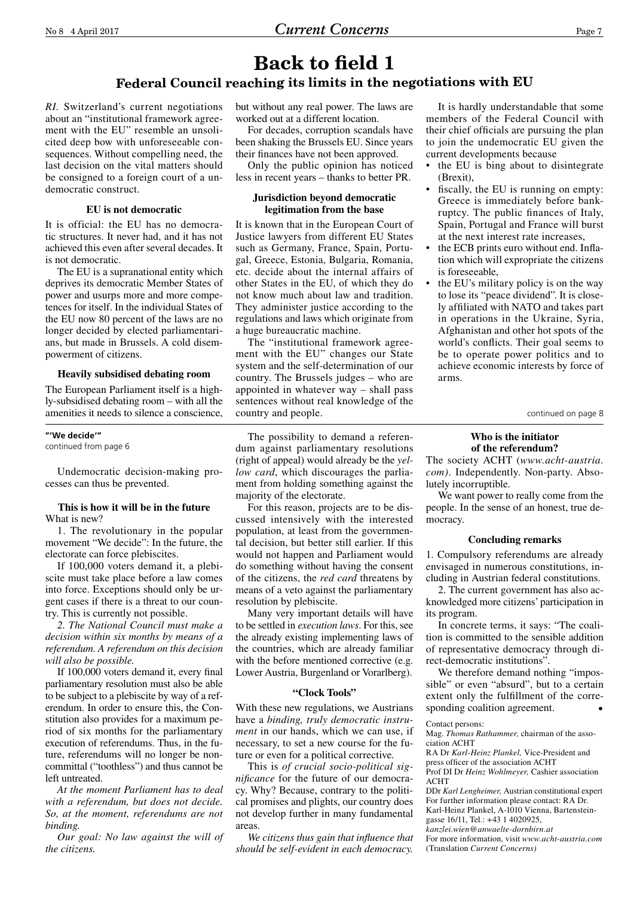# Back to field 1

## Federal Council reaching its limits in the negotiations with EU

*RI.* Switzerland's current negotiations about an "institutional framework agreement with the EU" resemble an unsolicited deep bow with unforeseeable consequences. Without compelling need, the last decision on the vital matters should be consigned to a foreign court of a undemocratic construct.

### EU is not democratic

It is official: the EU has no democratic structures. It never had, and it has not achieved this even after several decades. It is not democratic.

The EU is a supranational entity which deprives its democratic Member States of power and usurps more and more competences for itself. In the individual States of the EU now 80 percent of the laws are no longer decided by elected parliamentarians, but made in Brussels. A cold disempowerment of citizens.

### Heavily subsidised debating room

The European Parliament itself is a highly-subsidised debating room – with all the amenities it needs to silence a conscience, but without any real power. The laws are worked out at a different location.

For decades, corruption scandals have been shaking the Brussels EU. Since years their finances have not been approved.

Only the public opinion has noticed less in recent years – thanks to better PR.

### Jurisdiction beyond democratic legitimation from the base

It is known that in the European Court of Justice lawyers from different EU States such as Germany, France, Spain, Portugal, Greece, Estonia, Bulgaria, Romania, etc. decide about the internal affairs of other States in the EU, of which they do not know much about law and tradition. They administer justice according to the regulations and laws which originate from a huge bureaucratic machine.

The "institutional framework agreement with the EU" changes our State system and the self-determination of our country. The Brussels judges – who are appointed in whatever way – shall pass sentences without real knowledge of the country and people.

It is hardly understandable that some members of the Federal Council with their chief officials are pursuing the plan to join the undemocratic EU given the current developments because

- the EU is bing about to disintegrate (Brexit),
- fiscally, the EU is running on empty: Greece is immediately before bankruptcy. The public finances of Italy, Spain, Portugal and France will burst at the next interest rate increases,
- the ECB prints euro without end. Inflation which will expropriate the citizens is foreseeable,
- the EU's military policy is on the way to lose its "peace dividend". It is closely affiliated with NATO and takes part in operations in the Ukraine, Syria, Afghanistan and other hot spots of the world's conflicts. Their goal seems to be to operate power politics and to achieve economic interests by force of arms.

continued on page 8

---

**"'We decide'"**
continued from page 6

Undemocratic decision-making processes can thus be prevented.

### This is how it will be in the future

What is new?

1. The revolutionary in the popular movement "We decide": In the future, the electorate can force plebiscites.

If 100,000 voters demand it, a plebiscite must take place before a law comes into force. Exceptions should only be urgent cases if there is a threat to our country. This is currently not possible.

*2. The National Council must make a decision within six months by means of a referendum. A referendum on this decision will also be possible.*

If 100,000 voters demand it, every final parliamentary resolution must also be able to be subject to a plebiscite by way of a referendum. In order to ensure this, the Constitution also provides for a maximum period of six months for the parliamentary execution of referendums. Thus, in the future, referendums will no longer be noncommittal ("toothless") and thus cannot be left untreated.

*At the moment Parliament has to deal with a referendum, but does not decide. So, at the moment, referendums are not binding.*

*Our goal: No law against the will of the citizens.*

The possibility to demand a referendum against parliamentary resolutions (right of appeal) would already be the *yellow card*, which discourages the parliament from holding something against the majority of the electorate.

For this reason, projects are to be discussed intensively with the interested population, at least from the governmental decision, but better still earlier. If this would not happen and Parliament would do something without having the consent of the citizens, the *red card* threatens by means of a veto against the parliamentary resolution by plebiscite.

Many very important details will have to be settled in *execution laws*. For this, see the already existing implementing laws of the countries, which are already familiar with the before mentioned corrective (e.g. Lower Austria, Burgenland or Vorarlberg).

### "Clock Tools"

With these new regulations, we Austrians have a *binding, truly democratic instrument* in our hands, which we can use, if necessary, to set a new course for the future or even for a political corrective.

This is *of crucial socio-political significance* for the future of our democracy. Why? Because, contrary to the political promises and plights, our country does not develop further in many fundamental areas.

*We citizens thus gain that influence that should be self-evident in each democracy.*

### Who is the initiator of the referendum?

The society ACHT (*www.acht-austria.com*). Independently. Non-party. Absolutely incorruptible.

We want power to really come from the people. In the sense of an honest, true democracy.

### Concluding remarks

1. Compulsory referendums are already envisaged in numerous constitutions, including in Austrian federal constitutions.

2. The current government has also acknowledged more citizens' participation in its program.

In concrete terms, it says: "The coalition is committed to the sensible addition of representative democracy through direct-democratic institutions".

We therefore demand nothing "impossible" or even "absurd", but to a certain extent only the fulfillment of the corresponding coalition agreement. •

Contact persons:
Mag. *Thomas Rathammer,* chairman of the association ACHT
RA Dr *Karl-Heinz Plankel,* Vice-President and press officer of the association ACHT
Prof DI Dr *Heinz Wohlmeyer,* Cashier association ACHT
DDr *Karl Lengheimer,* Austrian constitutional expert
For further information please contact: RA Dr. Karl-Heinz Plankel, A-1010 Vienna, Bartensteingasse 16/11, Tel.: +43 1 4020925, *kanzlei.wien@anwaelte-dornbirn.at*
For more information, visit *www.acht-austria.com*
(Translation *Current Concerns)*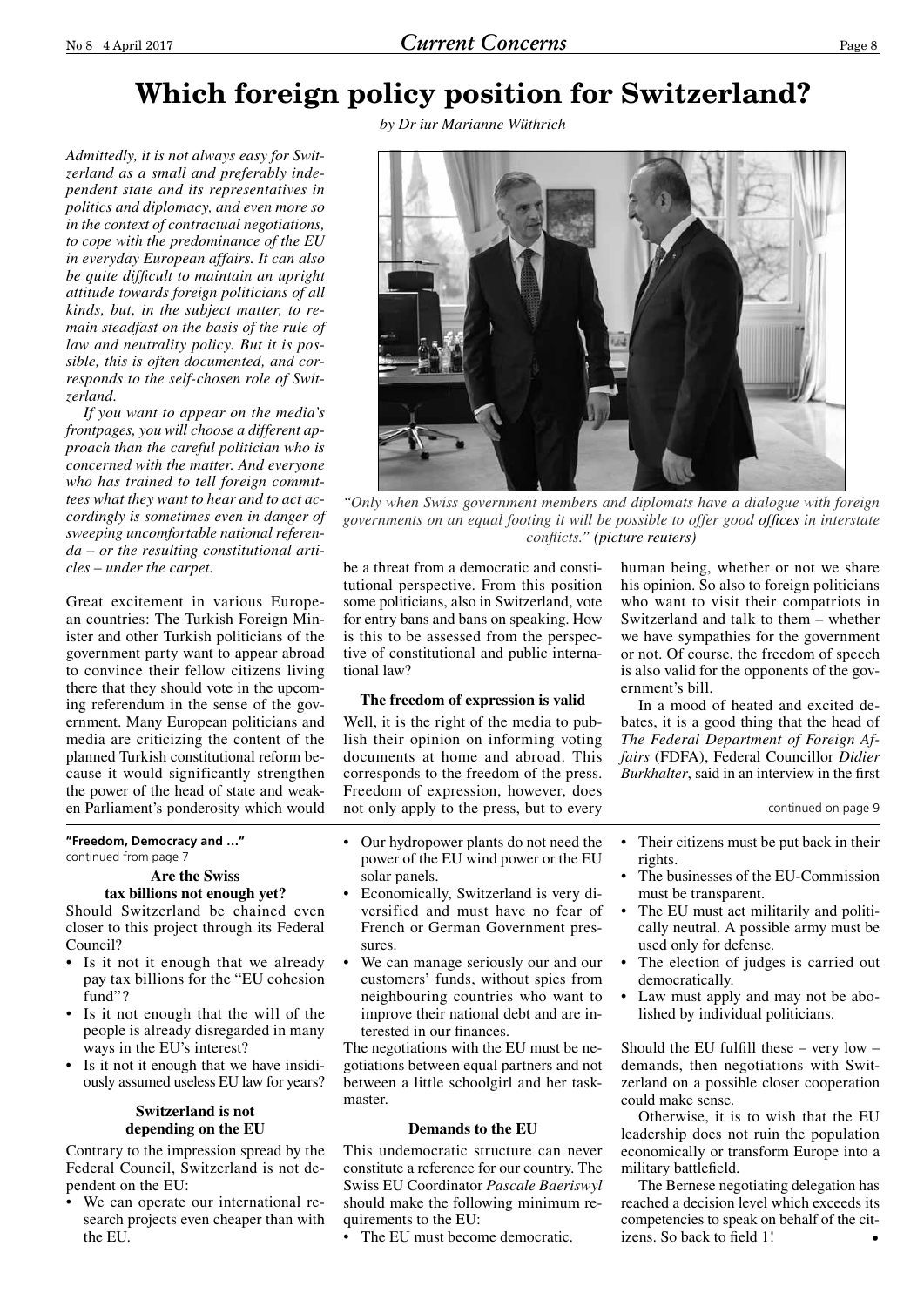# Which foreign policy position for Switzerland?

*by Dr iur Marianne Wüthrich*

*Admittedly, it is not always easy for Switzerland as a small and preferably independent state and its representatives in politics and diplomacy, and even more so in the context of contractual negotiations, to cope with the predominance of the EU in everyday European affairs. It can also be quite difficult to maintain an upright attitude towards foreign politicians of all kinds, but, in the subject matter, to remain steadfast on the basis of the rule of law and neutrality policy. But it is possible, this is often documented, and corresponds to the self-chosen role of Switzerland.*

*If you want to appear on the media's frontpages, you will choose a different approach than the careful politician who is concerned with the matter. And everyone who has trained to tell foreign committees what they want to hear and to act accordingly is sometimes even in danger of sweeping uncomfortable national referenda – or the resulting constitutional articles – under the carpet.*

*"Only when Swiss government members and diplomats have a dialogue with foreign governments on an equal footing it will be possible to offer good offices in interstate conflicts." (picture reuters)*

Great excitement in various European countries: The Turkish Foreign Minister and other Turkish politicians of the government party want to appear abroad to convince their fellow citizens living there that they should vote in the upcoming referendum in the sense of the government. Many European politicians and media are criticizing the content of the planned Turkish constitutional reform because it would significantly strengthen the power of the head of state and weaken Parliament's ponderosity which would be a threat from a democratic and constitutional perspective. From this position some politicians, also in Switzerland, vote for entry bans and bans on speaking. How is this to be assessed from the perspective of constitutional and public international law?

### The freedom of expression is valid

Well, it is the right of the media to publish their opinion on informing voting documents at home and abroad. This corresponds to the freedom of the press. Freedom of expression, however, does not only apply to the press, but to every human being, whether or not we share his opinion. So also to foreign politicians who want to visit their compatriots in Switzerland and talk to them – whether we have sympathies for the government or not. Of course, the freedom of speech is also valid for the opponents of the government's bill.

In a mood of heated and excited debates, it is a good thing that the head of *The Federal Department of Foreign Affairs* (FDFA), Federal Councillor *Didier Burkhalter*, said in an interview in the first

continued on page 9

---

**"Freedom, Democracy and …"**
continued from page 7

### Are the Swiss tax billions not enough yet?

Should Switzerland be chained even closer to this project through its Federal Council?

- Is it not it enough that we already pay tax billions for the "EU cohesion fund"?
- Is it not enough that the will of the people is already disregarded in many ways in the EU's interest?
- Is it not it enough that we have insidiously assumed useless EU law for years?

### Switzerland is not depending on the EU

Contrary to the impression spread by the Federal Council, Switzerland is not dependent on the EU:

- We can operate our international research projects even cheaper than with the EU.
- Our hydropower plants do not need the power of the EU wind power or the EU solar panels.
- Economically, Switzerland is very diversified and must have no fear of French or German Government pressures.
- We can manage seriously our and our customers' funds, without spies from neighbouring countries who want to improve their national debt and are interested in our finances.

The negotiations with the EU must be negotiations between equal partners and not between a little schoolgirl and her taskmaster.

### Demands to the EU

This undemocratic structure can never constitute a reference for our country. The Swiss EU Coordinator *Pascale Baeriswyl* should make the following minimum requirements to the EU:

- The EU must become democratic.
- Their citizens must be put back in their rights.
- The businesses of the EU-Commission must be transparent.
- The EU must act militarily and politically neutral. A possible army must be used only for defense.
- The election of judges is carried out democratically.
- Law must apply and may not be abolished by individual politicians.

Should the EU fulfill these – very low – demands, then negotiations with Switzerland on a possible closer cooperation could make sense.

Otherwise, it is to wish that the EU leadership does not ruin the population economically or transform Europe into a military battlefield.

The Bernese negotiating delegation has reached a decision level which exceeds its competencies to speak on behalf of the citizens. So back to field 1! •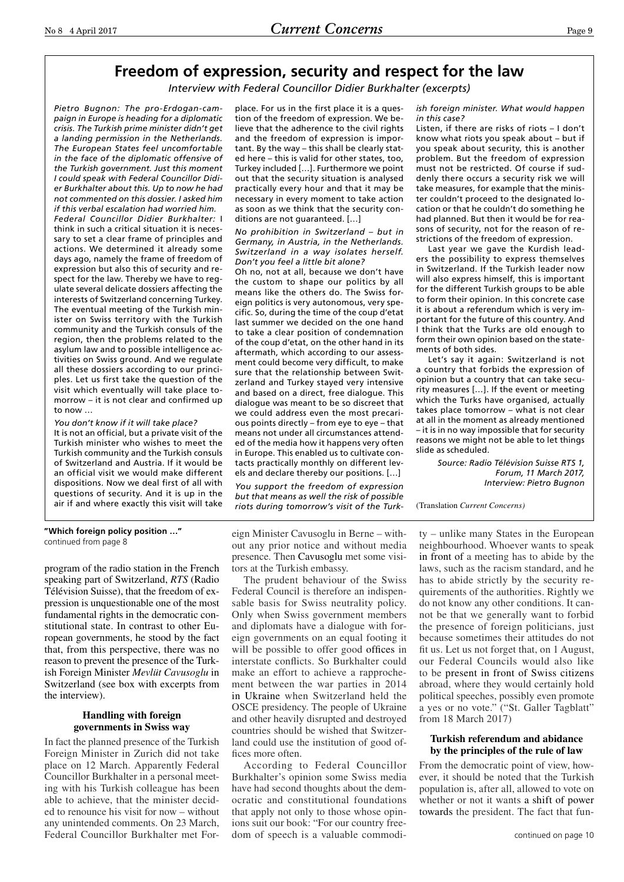## Freedom of expression, security and respect for the law

*Interview with Federal Councillor Didier Burkhalter (excerpts)*

*Pietro Bugnon: The pro-Erdogan-campaign in Europe is heading for a diplomatic crisis. The Turkish prime minister didn't get a landing permission in the Netherlands. The European States feel uncomfortable in the face of the diplomatic offensive of the Turkish government. Just this moment I could speak with Federal Councillor Didier Burkhalter about this. Up to now he had not commented on this dossier. I asked him if this verbal escalation had worried him.*

*Federal Councillor Didier Burkhalter:* I think in such a critical situation it is necessary to set a clear frame of principles and actions. We determined it already some days ago, namely the frame of freedom of expression but also this of security and respect for the law. Thereby we have to regulate several delicate dossiers affecting the interests of Switzerland concerning Turkey. The eventual meeting of the Turkish minister on Swiss territory with the Turkish community and the Turkish consuls of the region, then the problems related to the asylum law and to possible intelligence activities on Swiss ground. And we regulate all these dossiers according to our principles. Let us first take the question of the visit which eventually will take place tomorrow – it is not clear and confirmed up to now …

*You don't know if it will take place?*

It is not an official, but a private visit of the Turkish minister who wishes to meet the Turkish community and the Turkish consuls of Switzerland and Austria. If it would be an official visit we would make different dispositions. Now we deal first of all with questions of security. And it is up in the air if and where exactly this visit will take place. For us in the first place it is a question of the freedom of expression. We believe that the adherence to the civil rights and the freedom of expression is important. By the way – this shall be clearly stated here – this is valid for other states, too, Turkey included […]. Furthermore we point out that the security situation is analysed practically every hour and that it may be necessary in every moment to take action as soon as we think that the security conditions are not guaranteed. […]

*No prohibition in Switzerland – but in Germany, in Austria, in the Netherlands. Switzerland in a way isolates herself. Don't you feel a little bit alone?*

Oh no, not at all, because we don't have the custom to shape our politics by all means like the others do. The Swiss foreign politics is very autonomous, very specific. So, during the time of the coup d'etat last summer we decided on the one hand to take a clear position of condemnation of the coup d'etat, on the other hand in its aftermath, which according to our assessment could become very difficult, to make sure that the relationship between Switzerland and Turkey stayed very intensive and based on a direct, free dialogue. This dialogue was meant to be so discreet that we could address even the most precarious points directly – from eye to eye – that means not under all circumstances attended of the media how it happens very often in Europe. This enabled us to cultivate contacts practically monthly on different levels and declare thereby our positions. […]

*You support the freedom of expression but that means as well the risk of possible riots during tomorrow's visit of the Turkish foreign minister. What would happen in this case?*

Listen, if there are risks of riots – I don't know what riots you speak about – but if you speak about security, this is another problem. But the freedom of expression must not be restricted. Of course if suddenly there occurs a security risk we will take measures, for example that the minister couldn't proceed to the designated location or that he couldn't do something he had planned. But then it would be for reasons of security, not for the reason of restrictions of the freedom of expression.

Last year we gave the Kurdish leaders the possibility to express themselves in Switzerland. If the Turkish leader now will also express himself, this is important for the different Turkish groups to be able to form their opinion. In this concrete case it is about a referendum which is very important for the future of this country. And I think that the Turks are old enough to form their own opinion based on the statements of both sides.

Let's say it again: Switzerland is not a country that forbids the expression of opinion but a country that can take security measures […]. If the event or meeting which the Turks have organised, actually takes place tomorrow – what is not clear at all in the moment as already mentioned – it is in no way impossible that for security reasons we might not be able to let things slide as scheduled.

*Source: Radio Télévision Suisse RTS 1, Forum, 11 March 2017, Interview: Pietro Bugnon*

(Translation *Current Concerns*)

---

**"Which foreign policy position …"**
continued from page 8

program of the radio station in the French speaking part of Switzerland, *RTS* (Radio Télévision Suisse), that the freedom of expression is unquestionable one of the most fundamental rights in the democratic constitutional state. In contrast to other European governments, he stood by the fact that, from this perspective, there was no reason to prevent the presence of the Turkish Foreign Minister *Mevlüt Cavusoglu* in Switzerland (see box with excerpts from the interview).

### Handling with foreign governments in Swiss way

In fact the planned presence of the Turkish Foreign Minister in Zurich did not take place on 12 March. Apparently Federal Councillor Burkhalter in a personal meeting with his Turkish colleague has been able to achieve, that the minister decided to renounce his visit for now – without any unintended comments. On 23 March, Federal Councillor Burkhalter met Foreign Minister Cavusoglu in Berne – without any prior notice and without media presence. Then Cavusoglu met some visitors at the Turkish embassy.

The prudent behaviour of the Swiss Federal Council is therefore an indispensable basis for Swiss neutrality policy. Only when Swiss government members and diplomats have a dialogue with foreign governments on an equal footing it will be possible to offer good offices in interstate conflicts. So Burkhalter could make an effort to achieve a rapprochement between the war parties in 2014 in Ukraine when Switzerland held the OSCE presidency. The people of Ukraine and other heavily disrupted and destroyed countries should be wished that Switzerland could use the institution of good offices more often.

According to Federal Councillor Burkhalter's opinion some Swiss media have had second thoughts about the democratic and constitutional foundations that apply not only to those whose opinions suit our book: "For our country freedom of speech is a valuable commodity – unlike many States in the European neighbourhood. Whoever wants to speak in front of a meeting has to abide by the laws, such as the racism standard, and he has to abide strictly by the security requirements of the authorities. Rightly we do not know any other conditions. It cannot be that we generally want to forbid the presence of foreign politicians, just because sometimes their attitudes do not fit us. Let us not forget that, on 1 August, our Federal Councils would also like to be present in front of Swiss citizens abroad, where they would certainly hold political speeches, possibly even promote a yes or no vote." ("St. Galler Tagblatt" from 18 March 2017)

### Turkish referendum and abidance by the principles of the rule of law

From the democratic point of view, however, it should be noted that the Turkish population is, after all, allowed to vote on whether or not it wants a shift of power towards the president. The fact that fun-

continued on page 10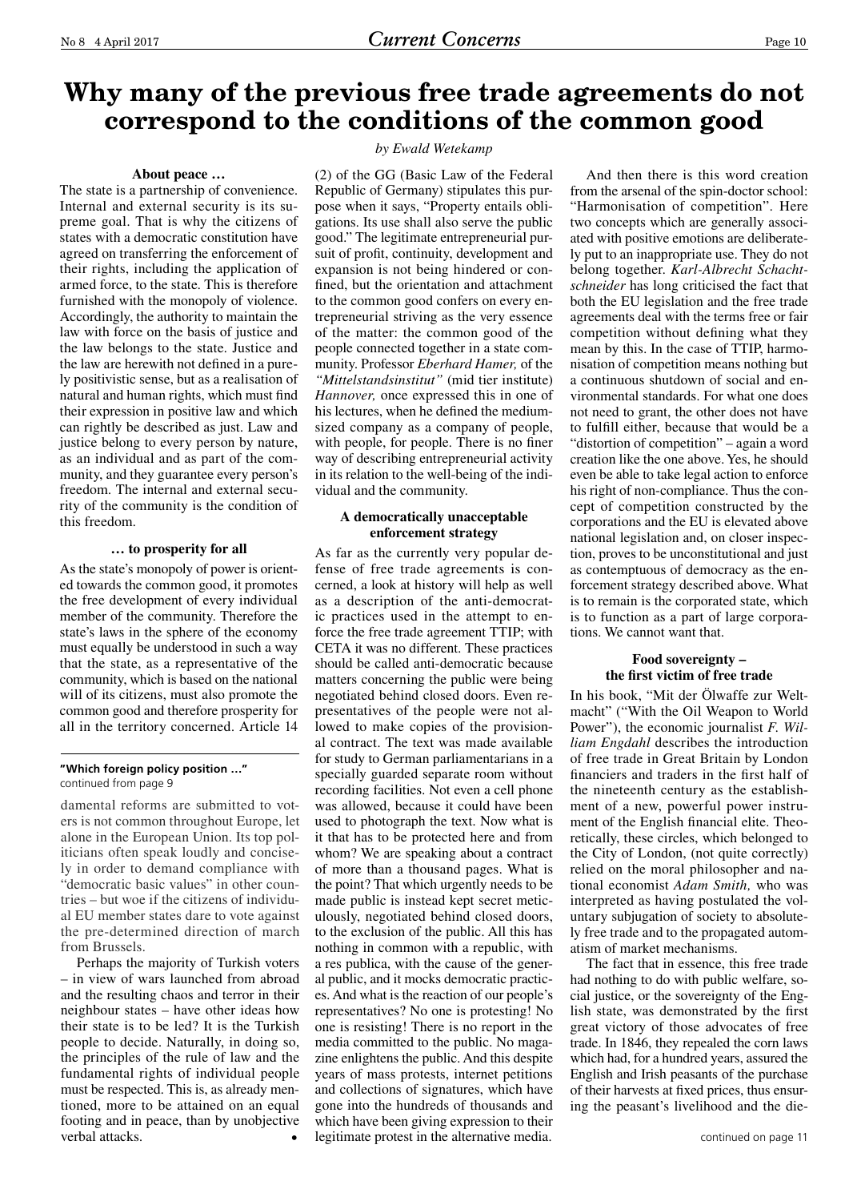# Why many of the previous free trade agreements do not correspond to the conditions of the common good

*by Ewald Wetekamp*

**About peace …**

The state is a partnership of convenience. Internal and external security is its supreme goal. That is why the citizens of states with a democratic constitution have agreed on transferring the enforcement of their rights, including the application of armed force, to the state. This is therefore furnished with the monopoly of violence. Accordingly, the authority to maintain the law with force on the basis of justice and the law belongs to the state. Justice and the law are herewith not defined in a purely positivistic sense, but as a realisation of natural and human rights, which must find their expression in positive law and which can rightly be described as just. Law and justice belong to every person by nature, as an individual and as part of the community, and they guarantee every person's freedom. The internal and external security of the community is the condition of this freedom.

**… to prosperity for all**

As the state's monopoly of power is oriented towards the common good, it promotes the free development of every individual member of the community. Therefore the state's laws in the sphere of the economy must equally be understood in such a way that the state, as a representative of the community, which is based on the national will of its citizens, must also promote the common good and therefore prosperity for all in the territory concerned. Article 14 (2) of the GG (Basic Law of the Federal Republic of Germany) stipulates this purpose when it says, "Property entails obligations. Its use shall also serve the public good." The legitimate entrepreneurial pursuit of profit, continuity, development and expansion is not being hindered or confined, but the orientation and attachment to the common good confers on every entrepreneurial striving as the very essence of the matter: the common good of the people connected together in a state community. Professor *Eberhard Hamer,* of the *"Mittelstandsinstitut"* (mid tier institute) *Hannover,* once expressed this in one of his lectures, when he defined the medium-sized company as a company of people, with people, for people. There is no finer way of describing entrepreneurial activity in its relation to the well-being of the individual and the community.

**A democratically unacceptable enforcement strategy**

As far as the currently very popular defense of free trade agreements is concerned, a look at history will help as well as a description of the anti-democratic practices used in the attempt to enforce the free trade agreement TTIP; with CETA it was no different. These practices should be called anti-democratic because matters concerning the public were being negotiated behind closed doors. Even representatives of the people were not allowed to make copies of the provisional contract. The text was made available for study to German parliamentarians in a specially guarded separate room without recording facilities. Not even a cell phone was allowed, because it could have been used to photograph the text. Now what is it that has to be protected here and from whom? We are speaking about a contract of more than a thousand pages. What is the point? That which urgently needs to be made public is instead kept secret meticulously, negotiated behind closed doors, to the exclusion of the public. All this has nothing in common with a republic, with a res publica, with the cause of the general public, and it mocks democratic practices. And what is the reaction of our people's representatives? No one is protesting! No one is resisting! There is no report in the media committed to the public. No magazine enlightens the public. And this despite years of mass protests, internet petitions and collections of signatures, which have gone into the hundreds of thousands and which have been giving expression to their legitimate protest in the alternative media.

And then there is this word creation from the arsenal of the spin-doctor school: "Harmonisation of competition". Here two concepts which are generally associated with positive emotions are deliberately put to an inappropriate use. They do not belong together. *Karl-Albrecht Schachtschneider* has long criticised the fact that both the EU legislation and the free trade agreements deal with the terms free or fair competition without defining what they mean by this. In the case of TTIP, harmonisation of competition means nothing but a continuous shutdown of social and environmental standards. For what one does not need to grant, the other does not have to fulfill either, because that would be a "distortion of competition" – again a word creation like the one above. Yes, he should even be able to take legal action to enforce his right of non-compliance. Thus the concept of competition constructed by the corporations and the EU is elevated above national legislation and, on closer inspection, proves to be unconstitutional and just as contemptuous of democracy as the enforcement strategy described above. What is to remain is the corporated state, which is to function as a part of large corporations. We cannot want that.

**Food sovereignty – the first victim of free trade**

In his book, "Mit der Ölwaffe zur Weltmacht" ("With the Oil Weapon to World Power"), the economic journalist *F. William Engdahl* describes the introduction of free trade in Great Britain by London financiers and traders in the first half of the nineteenth century as the establishment of a new, powerful power instrument of the English financial elite. Theoretically, these circles, which belonged to the City of London, (not quite correctly) relied on the moral philosopher and national economist *Adam Smith,* who was interpreted as having postulated the voluntary subjugation of society to absolutely free trade and to the propagated automatism of market mechanisms.

The fact that in essence, this free trade had nothing to do with public welfare, social justice, or the sovereignty of the English state, was demonstrated by the first great victory of those advocates of free trade. In 1846, they repealed the corn laws which had, for a hundred years, assured the English and Irish peasants of the purchase of their harvests at fixed prices, thus ensuring the peasant's livelihood and the die-

continued on page 11

---

**"Which foreign policy position …"**
continued from page 9

damental reforms are submitted to voters is not common throughout Europe, let alone in the European Union. Its top politicians often speak loudly and concisely in order to demand compliance with "democratic basic values" in other countries – but woe if the citizens of individual EU member states dare to vote against the pre-determined direction of march from Brussels.

Perhaps the majority of Turkish voters – in view of wars launched from abroad and the resulting chaos and terror in their neighbour states – have other ideas how their state is to be led? It is the Turkish people to decide. Naturally, in doing so, the principles of the rule of law and the fundamental rights of individual people must be respected. This is, as already mentioned, more to be attained on an equal footing and in peace, than by unobjective verbal attacks. •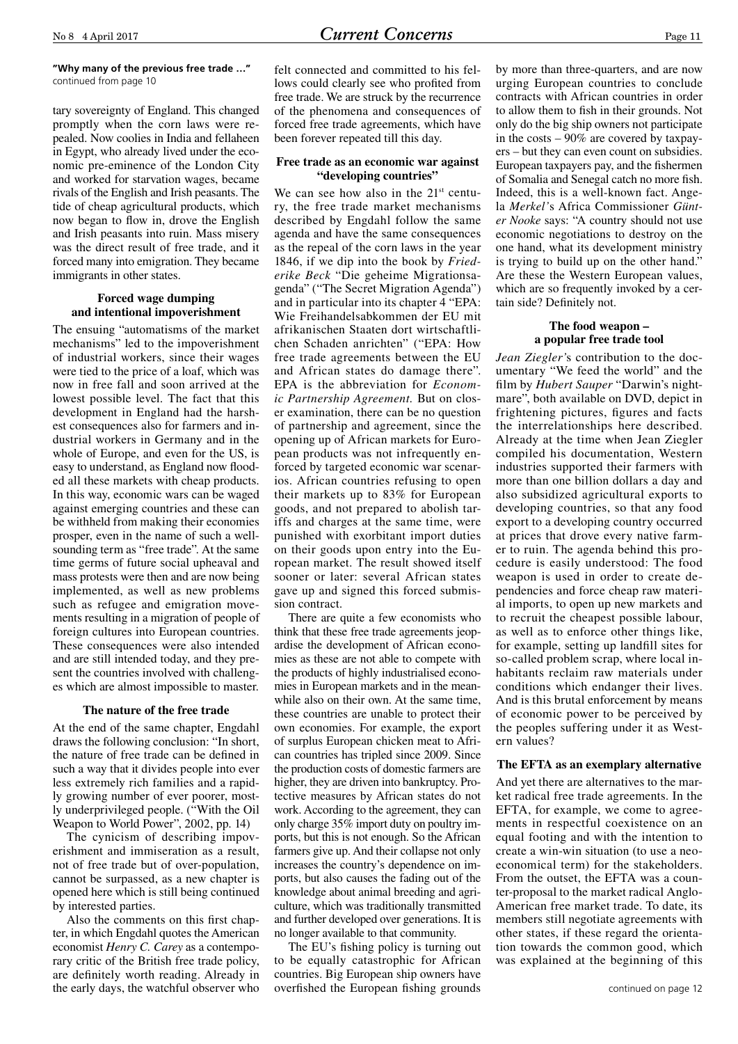**"Why many of the previous free trade …"**
continued from page 10

tary sovereignty of England. This changed promptly when the corn laws were repealed. Now coolies in India and fellaheen in Egypt, who already lived under the economic pre-eminence of the London City and worked for starvation wages, became rivals of the English and Irish peasants. The tide of cheap agricultural products, which now began to flow in, drove the English and Irish peasants into ruin. Mass misery was the direct result of free trade, and it forced many into emigration. They became immigrants in other states.

### Forced wage dumping and intentional impoverishment

The ensuing "automatisms of the market mechanisms" led to the impoverishment of industrial workers, since their wages were tied to the price of a loaf, which was now in free fall and soon arrived at the lowest possible level. The fact that this development in England had the harshest consequences also for farmers and industrial workers in Germany and in the whole of Europe, and even for the US, is easy to understand, as England now flooded all these markets with cheap products. In this way, economic wars can be waged against emerging countries and these can be withheld from making their economies prosper, even in the name of such a well-sounding term as "free trade". At the same time germs of future social upheaval and mass protests were then and are now being implemented, as well as new problems such as refugee and emigration movements resulting in a migration of people of foreign cultures into European countries. These consequences were also intended and are still intended today, and they present the countries involved with challenges which are almost impossible to master.

### The nature of the free trade

At the end of the same chapter, Engdahl draws the following conclusion: "In short, the nature of free trade can be defined in such a way that it divides people into ever less extremely rich families and a rapidly growing number of ever poorer, mostly underprivileged people. ("With the Oil Weapon to World Power", 2002, pp. 14)

The cynicism of describing impoverishment and immiseration as a result, not of free trade but of over-population, cannot be surpassed, as a new chapter is opened here which is still being continued by interested parties.

Also the comments on this first chapter, in which Engdahl quotes the American economist *Henry C. Carey* as a contemporary critic of the British free trade policy, are definitely worth reading. Already in the early days, the watchful observer who felt connected and committed to his fellows could clearly see who profited from free trade. We are struck by the recurrence of the phenomena and consequences of forced free trade agreements, which have been forever repeated till this day.

### Free trade as an economic war against "developing countries"

We can see how also in the 21st century, the free trade market mechanisms described by Engdahl follow the same agenda and have the same consequences as the repeal of the corn laws in the year 1846, if we dip into the book by *Friederike Beck* "Die geheime Migrationsagenda" ("The Secret Migration Agenda") and in particular into its chapter 4 "EPA: Wie Freihandelsabkommen der EU mit afrikanischen Staaten dort wirtschaftlichen Schaden anrichten" ("EPA: How free trade agreements between the EU and African states do damage there"). EPA is the abbreviation for *Economic Partnership Agreement.* But on closer examination, there can be no question of partnership and agreement, since the opening up of African markets for European products was not infrequently enforced by targeted economic war scenarios. African countries refusing to open their markets up to 83% for European goods, and not prepared to abolish tariffs and charges at the same time, were punished with exorbitant import duties on their goods upon entry into the European market. The result showed itself sooner or later: several African states gave up and signed this forced submission contract.

There are quite a few economists who think that these free trade agreements jeopardise the development of African economies as these are not able to compete with the products of highly industrialised economies in European markets and in the meanwhile also on their own. At the same time, these countries are unable to protect their own economies. For example, the export of surplus European chicken meat to African countries has tripled since 2009. Since the production costs of domestic farmers are higher, they are driven into bankruptcy. Protective measures by African states do not work. According to the agreement, they can only charge 35% import duty on poultry imports, but this is not enough. So the African farmers give up. And their collapse not only increases the country's dependence on imports, but also causes the fading out of the knowledge about animal breeding and agriculture, which was traditionally transmitted and further developed over generations. It is no longer available to that community.

The EU's fishing policy is turning out to be equally catastrophic for African countries. Big European ship owners have overfished the European fishing grounds by more than three-quarters, and are now urging European countries to conclude contracts with African countries in order to allow them to fish in their grounds. Not only do the big ship owners not participate in the costs – 90% are covered by taxpayers – but they can even count on subsidies. European taxpayers pay, and the fishermen of Somalia and Senegal catch no more fish. Indeed, this is a well-known fact. Angela *Merkel's* Africa Commissioner *Günter Nooke* says: "A country should not use economic negotiations to destroy on the one hand, what its development ministry is trying to build up on the other hand." Are these the Western European values, which are so frequently invoked by a certain side? Definitely not.

### The food weapon – a popular free trade tool

*Jean Ziegler's* contribution to the documentary "We feed the world" and the film by *Hubert Sauper* "Darwin's nightmare", both available on DVD, depict in frightening pictures, figures and facts the interrelationships here described. Already at the time when Jean Ziegler compiled his documentation, Western industries supported their farmers with more than one billion dollars a day and also subsidized agricultural exports to developing countries, so that any food export to a developing country occurred at prices that drove every native farmer to ruin. The agenda behind this procedure is easily understood: The food weapon is used in order to create dependencies and force cheap raw material imports, to open up new markets and to recruit the cheapest possible labour, as well as to enforce other things like, for example, setting up landfill sites for so-called problem scrap, where local inhabitants reclaim raw materials under conditions which endanger their lives. And is this brutal enforcement by means of economic power to be perceived by the peoples suffering under it as Western values?

### The EFTA as an exemplary alternative

And yet there are alternatives to the market radical free trade agreements. In the EFTA, for example, we come to agreements in respectful coexistence on an equal footing and with the intention to create a win-win situation (to use a neo-economical term) for the stakeholders. From the outset, the EFTA was a counter-proposal to the market radical Anglo-American free market trade. To date, its members still negotiate agreements with other states, if these regard the orientation towards the common good, which was explained at the beginning of this

continued on page 12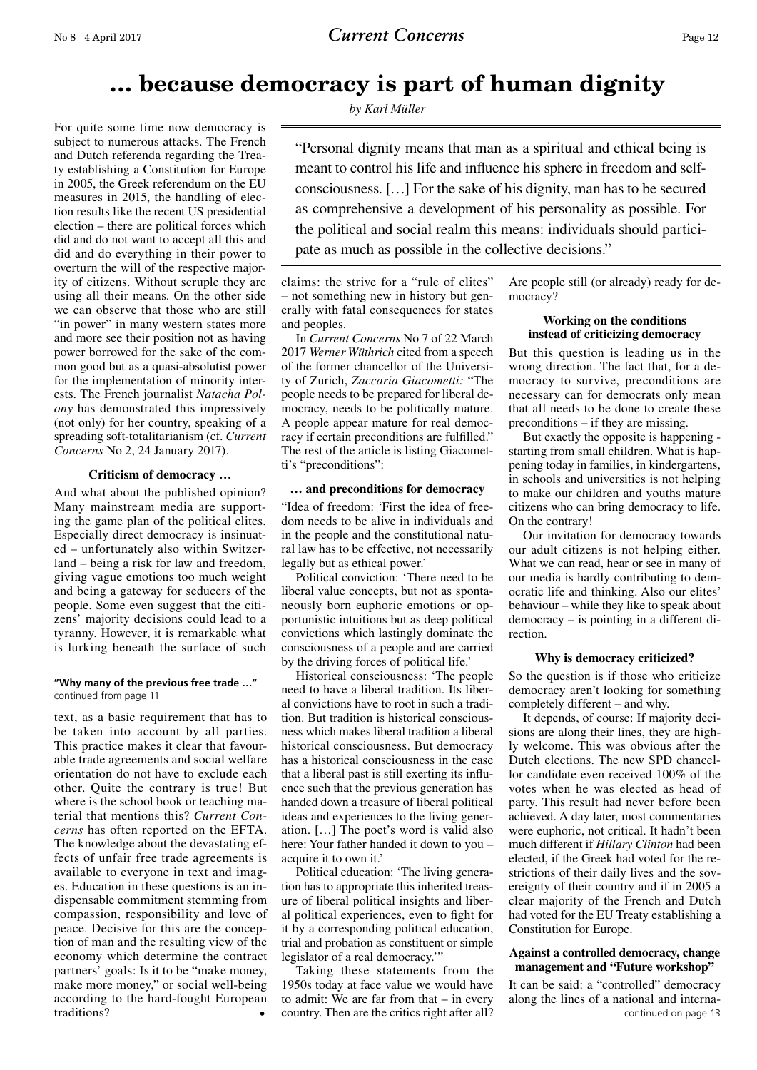# … because democracy is part of human dignity

*by Karl Müller*

> "Personal dignity means that man as a spiritual and ethical being is meant to control his life and influence his sphere in freedom and self-consciousness. […] For the sake of his dignity, man has to be secured as comprehensive a development of his personality as possible. For the political and social realm this means: individuals should participate as much as possible in the collective decisions."

For quite some time now democracy is subject to numerous attacks. The French and Dutch referenda regarding the Treaty establishing a Constitution for Europe in 2005, the Greek referendum on the EU measures in 2015, the handling of election results like the recent US presidential election – there are political forces which did and do not want to accept all this and did and do everything in their power to overturn the will of the respective majority of citizens. Without scruple they are using all their means. On the other side we can observe that those who are still "in power" in many western states more and more see their position not as having power borrowed for the sake of the common good but as a quasi-absolutist power for the implementation of minority interests. The French journalist *Natacha Polony* has demonstrated this impressively (not only) for her country, speaking of a spreading soft-totalitarianism (cf. *Current Concerns* No 2, 24 January 2017).

### Criticism of democracy …

And what about the published opinion? Many mainstream media are supporting the game plan of the political elites. Especially direct democracy is insinuated – unfortunately also within Switzerland – being a risk for law and freedom, giving vague emotions too much weight and being a gateway for seducers of the people. Some even suggest that the citizens' majority decisions could lead to a tyranny. However, it is remarkable what is lurking beneath the surface of such claims: the strive for a "rule of elites" – not something new in history but generally with fatal consequences for states and peoples.

In *Current Concerns* No 7 of 22 March 2017 *Werner Wüthrich* cited from a speech of the former chancellor of the University of Zurich, *Zaccaria Giacometti:* "The people needs to be prepared for liberal democracy, needs to be politically mature. A people appear mature for real democracy if certain preconditions are fulfilled." The rest of the article is listing Giacometti's "preconditions":

### … and preconditions for democracy

"Idea of freedom: 'First the idea of freedom needs to be alive in individuals and in the people and the constitutional natural law has to be effective, not necessarily legally but as ethical power.'

Political conviction: 'There need to be liberal value concepts, but not as spontaneously born euphoric emotions or opportunistic intuitions but as deep political convictions which lastingly dominate the consciousness of a people and are carried by the driving forces of political life.'

Historical consciousness: 'The people need to have a liberal tradition. Its liberal convictions have to root in such a tradition. But tradition is historical consciousness which makes liberal tradition a liberal historical consciousness. But democracy has a historical consciousness in the case that a liberal past is still exerting its influence such that the previous generation has handed down a treasure of liberal political ideas and experiences to the living generation. […] The poet's word is valid also here: Your father handed it down to you – acquire it to own it.'

Political education: 'The living generation has to appropriate this inherited treasure of liberal political insights and liberal political experiences, even to fight for it by a corresponding political education, trial and probation as constituent or simple legislator of a real democracy.'"

Taking these statements from the 1950s today at face value we would have to admit: We are far from that – in every country. Then are the critics right after all? Are people still (or already) ready for democracy?

### Working on the conditions instead of criticizing democracy

But this question is leading us in the wrong direction. The fact that, for a democracy to survive, preconditions are necessary can for democrats only mean that all needs to be done to create these preconditions – if they are missing.

But exactly the opposite is happening - starting from small children. What is happening today in families, in kindergartens, in schools and universities is not helping to make our children and youths mature citizens who can bring democracy to life. On the contrary!

Our invitation for democracy towards our adult citizens is not helping either. What we can read, hear or see in many of our media is hardly contributing to democratic life and thinking. Also our elites' behaviour – while they like to speak about democracy – is pointing in a different direction.

### Why is democracy criticized?

So the question is if those who criticize democracy aren't looking for something completely different – and why.

It depends, of course: If majority decisions are along their lines, they are highly welcome. This was obvious after the Dutch elections. The new SPD chancellor candidate even received 100% of the votes when he was elected as head of party. This result had never before been achieved. A day later, most commentaries were euphoric, not critical. It hadn't been much different if *Hillary Clinton* had been elected, if the Greek had voted for the restrictions of their daily lives and the sovereignty of their country and if in 2005 a clear majority of the French and Dutch had voted for the EU Treaty establishing a Constitution for Europe.

### Against a controlled democracy, change management and "Future workshop"

It can be said: a "controlled" democracy along the lines of a national and interna-

continued on page 13

---

**"Why many of the previous free trade …"**
continued from page 11

text, as a basic requirement that has to be taken into account by all parties. This practice makes it clear that favourable trade agreements and social welfare orientation do not have to exclude each other. Quite the contrary is true! But where is the school book or teaching material that mentions this? *Current Concerns* has often reported on the EFTA. The knowledge about the devastating effects of unfair free trade agreements is available to everyone in text and images. Education in these questions is an indispensable commitment stemming from compassion, responsibility and love of peace. Decisive for this are the conception of man and the resulting view of the economy which determine the contract partners' goals: Is it to be "make money, make more money," or social well-being according to the hard-fought European traditions? •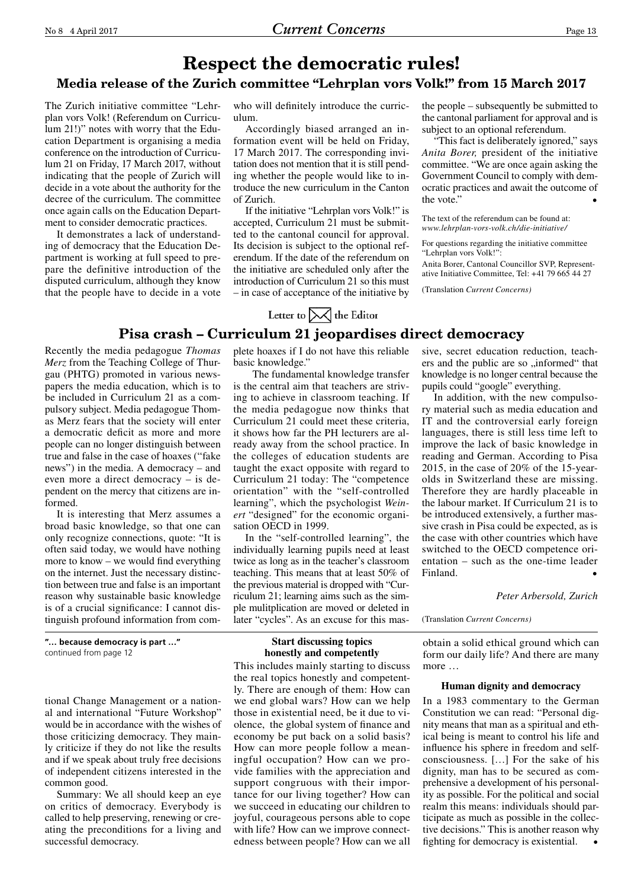# Respect the democratic rules!

## Media release of the Zurich committee "Lehrplan vors Volk!" from 15 March 2017

The Zurich initiative committee "Lehrplan vors Volk! (Referendum on Curriculum 21!)" notes with worry that the Education Department is organising a media conference on the introduction of Curriculum 21 on Friday, 17 March 2017, without indicating that the people of Zurich will decide in a vote about the authority for the decree of the curriculum. The committee once again calls on the Education Department to consider democratic practices.

It demonstrates a lack of understanding of democracy that the Education Department is working at full speed to prepare the definitive introduction of the disputed curriculum, although they know that the people have to decide in a vote who will definitely introduce the curriculum.

Accordingly biased arranged an information event will be held on Friday, 17 March 2017. The corresponding invitation does not mention that it is still pending whether the people would like to introduce the new curriculum in the Canton of Zurich.

If the initiative "Lehrplan vors Volk!" is accepted, Curriculum 21 must be submitted to the cantonal council for approval. Its decision is subject to the optional referendum. If the date of the referendum on the initiative are scheduled only after the introduction of Curriculum 21 so this must – in case of acceptance of the initiative by the people – subsequently be submitted to the cantonal parliament for approval and is subject to an optional referendum.

"This fact is deliberately ignored," says *Anita Borer,* president of the initiative committee. "We are once again asking the Government Council to comply with democratic practices and await the outcome of the vote." •

The text of the referendum can be found at: *www.lehrplan-vors-volk.ch/die-initiative/*

For questions regarding the initiative committee "Lehrplan vors Volk!":

Anita Borer, Cantonal Councillor SVP, Representative Initiative Committee, Tel: +41 79 665 44 27

(Translation *Current Concerns)*

Letter to the Editor

## Pisa crash – Curriculum 21 jeopardises direct democracy

Recently the media pedagogue *Thomas Merz* from the Teaching College of Thurgau (PHTG) promoted in various newspapers the media education, which is to be included in Curriculum 21 as a compulsory subject. Media pedagogue Thomas Merz fears that the society will enter a democratic deficit as more and more people can no longer distinguish between true and false in the case of hoaxes ("fake news") in the media. A democracy – and even more a direct democracy – is dependent on the mercy that citizens are informed.

It is interesting that Merz assumes a broad basic knowledge, so that one can only recognize connections, quote: "It is often said today, we would have nothing more to know – we would find everything on the internet. Just the necessary distinction between true and false is an important reason why sustainable basic knowledge is of a crucial significance: I cannot distinguish profound information from complete hoaxes if I do not have this reliable basic knowledge."

The fundamental knowledge transfer is the central aim that teachers are striving to achieve in classroom teaching. If the media pedagogue now thinks that Curriculum 21 could meet these criteria, it shows how far the PH lecturers are already away from the school practice. In the colleges of education students are taught the exact opposite with regard to Curriculum 21 today: The "competence orientation" with the "self-controlled learning", which the psychologist *Weinert* "designed" for the economic organisation OECD in 1999.

In the "self-controlled learning", the individually learning pupils need at least twice as long as in the teacher's classroom teaching. This means that at least 50% of the previous material is dropped with "Curriculum 21; learning aims such as the simple mulitplication are moved or deleted in later "cycles". As an excuse for this massive, secret education reduction, teachers and the public are so „informed" that knowledge is no longer central because the pupils could "google" everything.

In addition, with the new compulsory material such as media education and IT and the controversial early foreign languages, there is still less time left to improve the lack of basic knowledge in reading and German. According to Pisa 2015, in the case of 20% of the 15-year-olds in Switzerland these are missing. Therefore they are hardly placeable in the labour market. If Curriculum 21 is to be introduced extensively, a further massive crash in Pisa could be expected, as is the case with other countries which have switched to the OECD competence orientation – such as the one-time leader Finland. •

*Peter Arbersold, Zurich*

(Translation *Current Concerns)*

**"… because democracy is part …"**
continued from page 12

tional Change Management or a national and international "Future Workshop" would be in accordance with the wishes of those criticizing democracy. They mainly criticize if they do not like the results and if we speak about truly free decisions of independent citizens interested in the common good.

Summary: We all should keep an eye on critics of democracy. Everybody is called to help preserving, renewing or creating the preconditions for a living and successful democracy.

### Start discussing topics honestly and competently

This includes mainly starting to discuss the real topics honestly and competently. There are enough of them: How can we end global wars? How can we help those in existential need, be it due to violence, the global system of finance and economy be put back on a solid basis? How can more people follow a meaningful occupation? How can we provide families with the appreciation and support congruous with their importance for our living together? How can we succeed in educating our children to joyful, courageous persons able to cope with life? How can we improve connectedness between people? How can we all obtain a solid ethical ground which can form our daily life? And there are many more …

### Human dignity and democracy

In a 1983 commentary to the German Constitution we can read: "Personal dignity means that man as a spiritual and ethical being is meant to control his life and influence his sphere in freedom and self-consciousness. […] For the sake of his dignity, man has to be secured as comprehensive a development of his personality as possible. For the political and social realm this means: individuals should participate as much as possible in the collective decisions." This is another reason why fighting for democracy is existential. •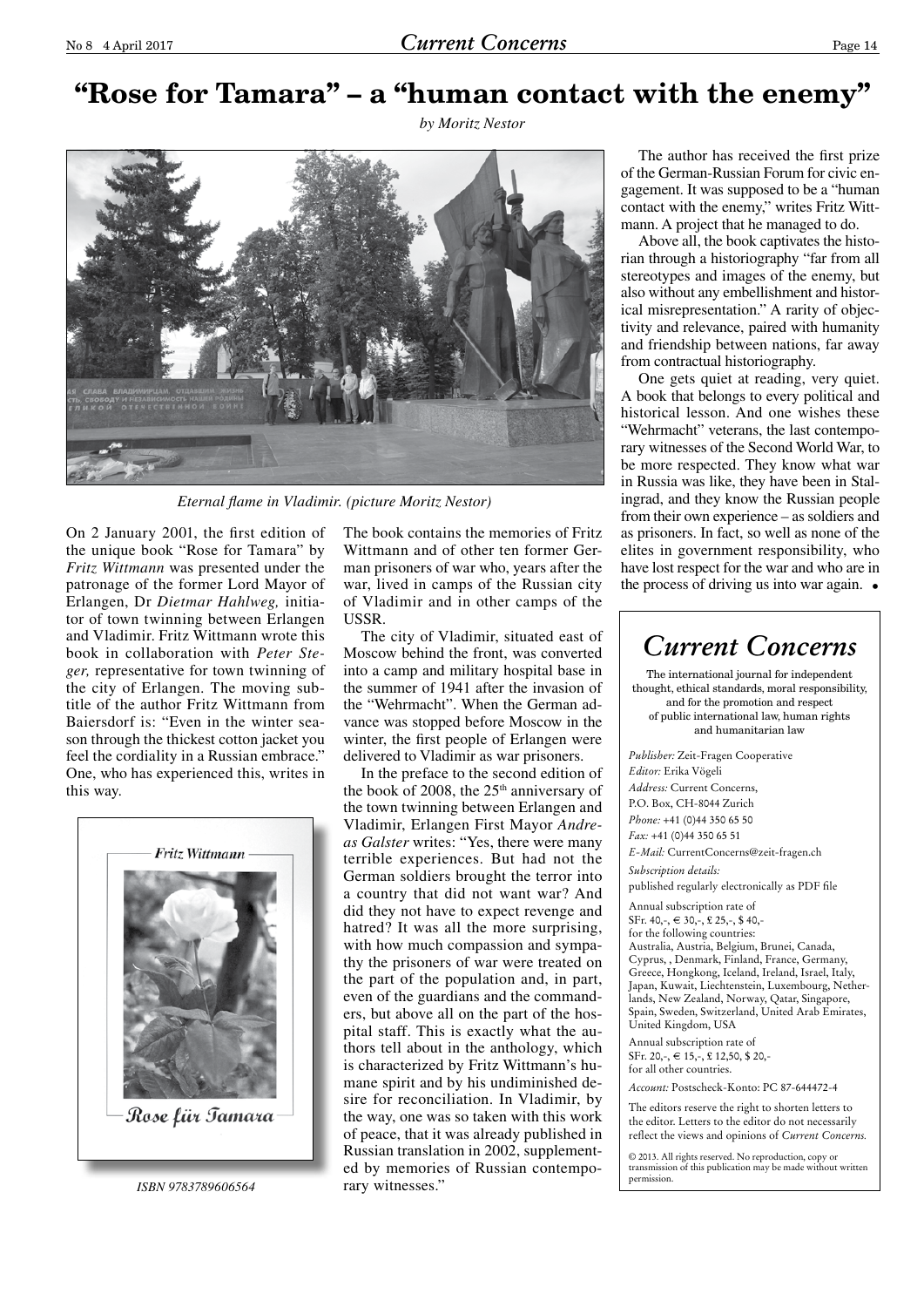# "Rose for Tamara" – a "human contact with the enemy"

*by Moritz Nestor*

*Eternal flame in Vladimir. (picture Moritz Nestor)*

On 2 January 2001, the first edition of the unique book "Rose for Tamara" by *Fritz Wittmann* was presented under the patronage of the former Lord Mayor of Erlangen, Dr *Dietmar Hahlweg,* initiator of town twinning between Erlangen and Vladimir. Fritz Wittmann wrote this book in collaboration with *Peter Steger,* representative for town twinning of the city of Erlangen. The moving subtitle of the author Fritz Wittmann from Baiersdorf is: "Even in the winter season through the thickest cotton jacket you feel the cordiality in a Russian embrace." One, who has experienced this, writes in this way.

Fritz Wittmann

Rose für Tamara

*ISBN 9783789606564*

The book contains the memories of Fritz Wittmann and of other ten former German prisoners of war who, years after the war, lived in camps of the Russian city of Vladimir and in other camps of the USSR.

The city of Vladimir, situated east of Moscow behind the front, was converted into a camp and military hospital base in the summer of 1941 after the invasion of the "Wehrmacht". When the German advance was stopped before Moscow in the winter, the first prisoners of war were delivered to Vladimir as war prisoners.

In the preface to the second edition of the book of 2008, the 25th anniversary of the town twinning between Erlangen and Vladimir, Erlangen First Mayor *Andreas Galster* writes: "Yes, there were many terrible experiences. But had not the German soldiers brought the terror into a country that did not want war? And did they not have to expect revenge and hatred? It was all the more surprising, with how much compassion and sympathy the prisoners of war were treated on the part of the population and, in part, even of the guardians and the commanders, but above all on the part of the hospital staff. This is exactly what the authors tell about in the anthology, which is characterized by Fritz Wittmann's humane spirit and by his undiminished desire for reconciliation. In Vladimir, by the way, one was so taken with this work of peace, that it was already published in Russian translation in 2002, supplemented by memories of Russian contemporary witnesses."

The author has received the first prize of the German-Russian Forum for civic engagement. It was supposed to be a "human contact with the enemy," writes Fritz Wittmann. A project that he managed to do.

Above all, the book captivates the historian through a historiography "far from all stereotypes and images of the enemy, but also without any embellishment and historical misrepresentation." A rarity of objectivity and relevance, paired with humanity and friendship between nations, far away from contractual historiography.

One gets quiet at reading, very quiet. A book that belongs to every political and historical lesson. And one wishes these "Wehrmacht" veterans, the last contemporary witnesses of the Second World War, to be more respected. They know what war in Russia was like, they have been in Stalingrad, and they know the Russian people from their own experience – as soldiers and as prisoners. In fact, so well as none of the elites in government responsibility, who have lost respect for the war and who are in the process of driving us into war again. •

---

## Current Concerns

The international journal for independent thought, ethical standards, moral responsibility, and for the promotion and respect of public international law, human rights and humanitarian law

*Publisher:* Zeit-Fragen Cooperative
*Editor:* Erika Vögeli
*Address:* Current Concerns,
P.O. Box, CH-8044 Zurich
*Phone:* +41 (0)44 350 65 50
*Fax:* +41 (0)44 350 65 51
*E-Mail:* CurrentConcerns@zeit-fragen.ch

*Subscription details:*
published regularly electronically as PDF file

Annual subscription rate of SFr. 40,-, € 30,-, £ 25,-, $ 40,- for the following countries:
Australia, Austria, Belgium, Brunei, Canada, Cyprus, , Denmark, Finland, France, Germany, Greece, Hongkong, Iceland, Ireland, Israel, Italy, Japan, Kuwait, Liechtenstein, Luxembourg, Netherlands, New Zealand, Norway, Qatar, Singapore, Spain, Sweden, Switzerland, United Arab Emirates, United Kingdom, USA

Annual subscription rate of SFr. 20,-, € 15,-, £ 12,50, $ 20,- for all other countries.

*Account:* Postscheck-Konto: PC 87-644472-4

The editors reserve the right to shorten letters to the editor. Letters to the editor do not necessarily reflect the views and opinions of *Current Concerns.*

© 2013. All rights reserved. No reproduction, copy or transmission of this publication may be made without written permission.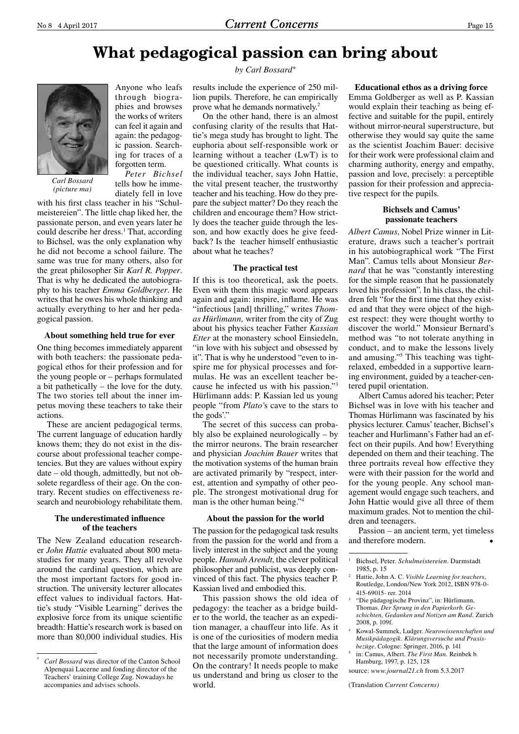# What pedagogical passion can bring about

*by Carl Bossard*[*]

*Carl Bossard (picture ma)*

Anyone who leafs through biographies and browses the works of writers can feel it again and again: the pedagogic passion. Searching for traces of a forgotten term.

*Peter Bichsel* tells how he immediately fell in love with his first class teacher in his "Schulmeistereien". The little chap liked her, the passionate person, and even years later he could describe her dress.[1] That, according to Bichsel, was the only explanation why he did not become a school failure. The same was true for many others, also for the great philosopher Sir *Karl R. Popper*. That is why he dedicated the autobiography to his teacher *Emma Goldberger*. He writes that he owes his whole thinking and actually everything to her and her pedagogical passion.

### About something held true for ever

One thing becomes immediately apparent with both teachers: the passionate pedagogical ethos for their profession and for the young people or – perhaps formulated a bit pathetically – the love for the duty. The two stories tell about the inner impetus moving these teachers to take their actions.

These are ancient pedagogical terms. The current language of education hardly knows them; they do not exist in the discourse about professional teacher competencies. But they are values without expiry date – old though, admittedly, but not obsolete regardless of their age. On the contrary. Recent studies on effectiveness research and neurobiology rehabilitate them.

### The underestimated influence of the teachers

The New Zealand education researcher *John Hattie* evaluated about 800 metastudies for many years. They all revolve around the cardinal question, which are the most important factors for good instruction. The university lecturer allocates effect values to individual factors. Hattie's study "Visible Learning" derives the explosive force from its unique scientific breadth: Hattie's research work is based on more than 80,000 individual studies. His results include the experience of 250 million pupils. Therefore, he can empirically prove what he demands normatively.[2]

On the other hand, there is an almost confusing clarity of the results that Hattie's mega study has brought to light. The euphoria about self-responsible work or learning without a teacher (LwT) is to be questioned critically. What counts is the individual teacher, says John Hattie, the vital present teacher, the trustworthy teacher and his teaching. How do they prepare the subject matter? Do they reach the children and encourage them? How strictly does the teacher guide through the lesson, and how exactly does he give feedback? Is the teacher himself enthusiastic about what he teaches?

### The practical test

If this is too theoretical, ask the poets. Even with them this magic word appears again and again: inspire, inflame. He was "infectious [and] thrilling," writes *Thomas Hürlimann,* writer from the city of Zug about his physics teacher Father *Kassian Etter* at the monastery school Einsiedeln, "in love with his subject and obsessed by it". That is why he understood "even to inspire me for physical processes and formulas. He was an excellent teacher because he infected us with his passion."[3] Hürlimann adds: P. Kassian led us young people "from *Plato's* cave to the stars to the gods'."

The secret of this success can probably also be explained neurologically – by the mirror neurons. The brain researcher and physician *Joachim Bauer* writes that the motivation systems of the human brain are activated primarily by "respect, interest, attention and sympathy of other people. The strongest motivational drug for man is the other human being."[4]

### About the passion for the world

The passion for the pedagogical task results from the passion for the world and from a lively interest in the subject and the young people. *Hannah Arendt*, the clever political philosopher and publicist, was deeply convinced of this fact. The physics teacher P. Kassian lived and embodied this.

This passion shows the old idea of pedagogy: the teacher as a bridge builder to the world, the teacher as an expedition manager, a chauffeur into life. As it is one of the curiosities of modern media that the large amount of information does not necessarily promote understanding. On the contrary! It needs people to make us understand and bring us closer to the world.

### Educational ethos as a driving force

Emma Goldberger as well as P. Kassian would explain their teaching as being effective and suitable for the pupil, entirely without mirror-neural superstructure, but otherwise they would say quite the same as the scientist Joachim Bauer: decisive for their work were professional claim and charming authority, energy and empathy, passion and love, precisely: a perceptible passion for their profession and appreciative respect for the pupils.

### Bichsels and Camus' passionate teachers

*Albert Camus*, Nobel Prize winner in Literature, draws such a teacher's portrait in his autobiographical work "The First Man". Camus tells about Monsieur *Bernard* that he was "constantly interesting for the simple reason that he passionately loved his profession". In his class, the children felt "for the first time that they existed and that they were object of the highest respect: they were thought worthy to discover the world." Monsieur Bernard's method was "to not tolerate anything in conduct, and to make the lessons lively and amusing."[5] This teaching was tight-relaxed, embedded in a supportive learning environment, guided by a teacher-centered pupil orientation.

Albert Camus adored his teacher; Peter Bichsel was in love with his teacher and Thomas Hürlimann was fascinated by his physics lecturer. Camus' teacher, Bichsel's teacher and Hurlimann's Father had an effect on their pupils. And how! Everything depended on them and their teaching. The three portraits reveal how effective they were with their passion for the world and for the young people. Any school management would engage such teachers, and John Hattie would give all three of them maximum grades. Not to mention the children and teenagers.

Passion – an ancient term, yet timeless and therefore modern. •

---

[*] *Carl Bossard* was director of the Canton School Alpenquai Lucerne and fonding director of the Teachers' training College Zug. Nowadays he accompanies and advises schools.

[1] Bichsel, Peter. *Schulmeistereien*. Darmstadt 1985, p. 15

[2] Hattie, John A. C. *Visible Learning for teachers*, Routledge, London/New York 2012, ISBN 978-0-415-69015- rer. 2014

[3] "Die pädagogische Provinz", in: Hürlimann, Thomas. *Der Sprung in den Papierkorb. Geschichten, Gedanken und Notizen am Rand*. Zurich 2008, p. 109f.

[4] Kowal-Summek, Ludger. *Neurowissenschaften und Musikpädagogik. Klärungsversuche und Praxisbezüge*. Cologne: Springer, 2016, p. 141

[5] in: Camus, Albert. *The First Man*. Reinbek b. Hamburg, 1997, p. 125, 128

source: *www.journal21.ch* from 5.3.2017

(Translation *Current Concerns)*